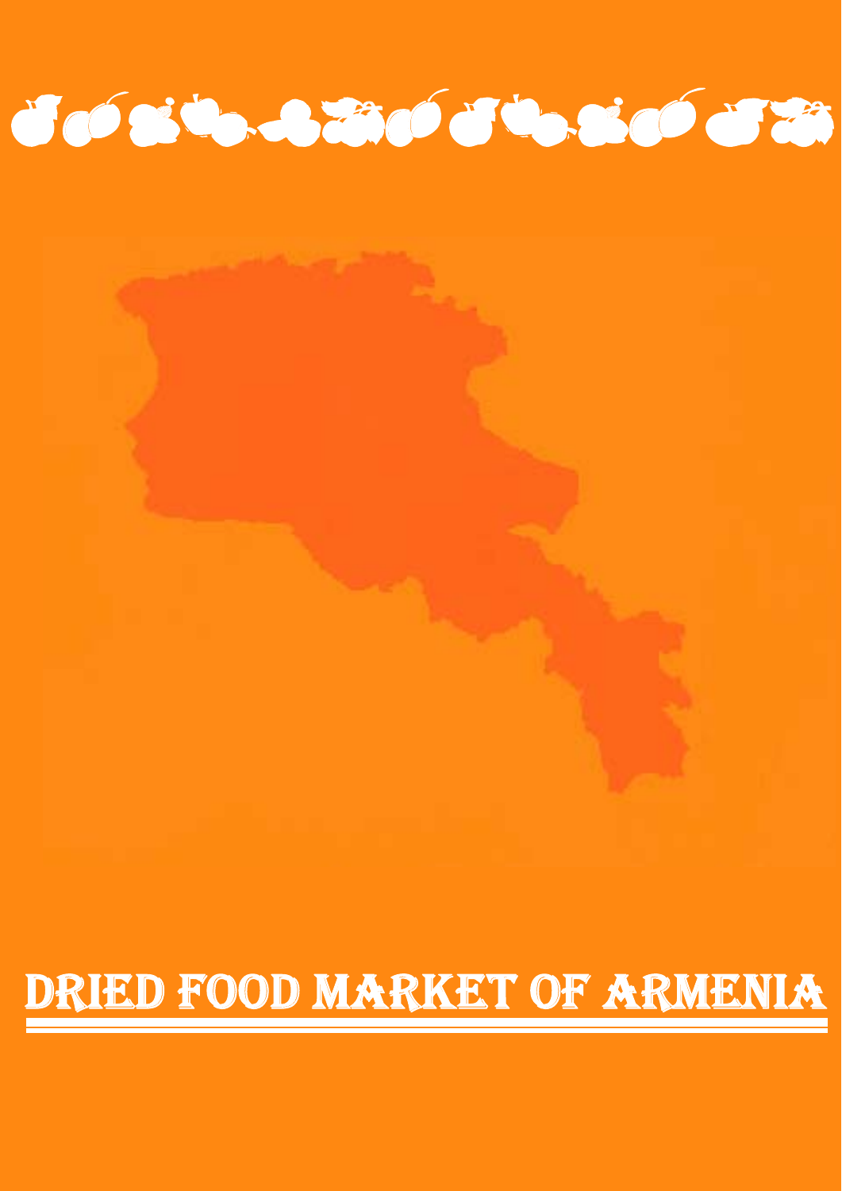# DRIED FOOD MARKET OF ARMENIA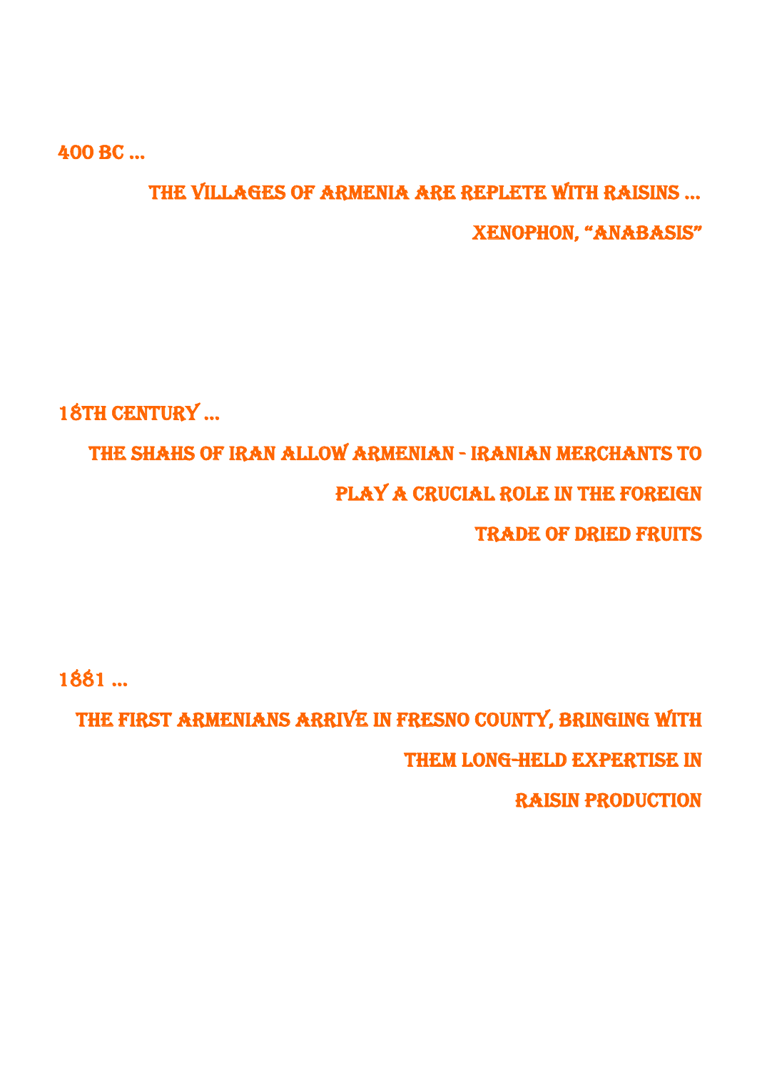400 BC …

THE VILLAGES OF ARMENIA ARE REPLETE WITH RAISINS …

XENOPHON, "ANABASIS"

18TH CENTURY …

THE SHAHS OF IRAN ALLOW ARMENIAN - IRANIAN MERCHANTS TO PLAY A CRUCIAL ROLE IN THE FOREIGN TRADE OF DRIED FRUITS

1881 …

THE FIRST ARMENIANS ARRIVE IN FRESNO COUNTY, BRINGING WITH THEM LONG-HELD EXPERTISE IN RAISIN PRODUCTION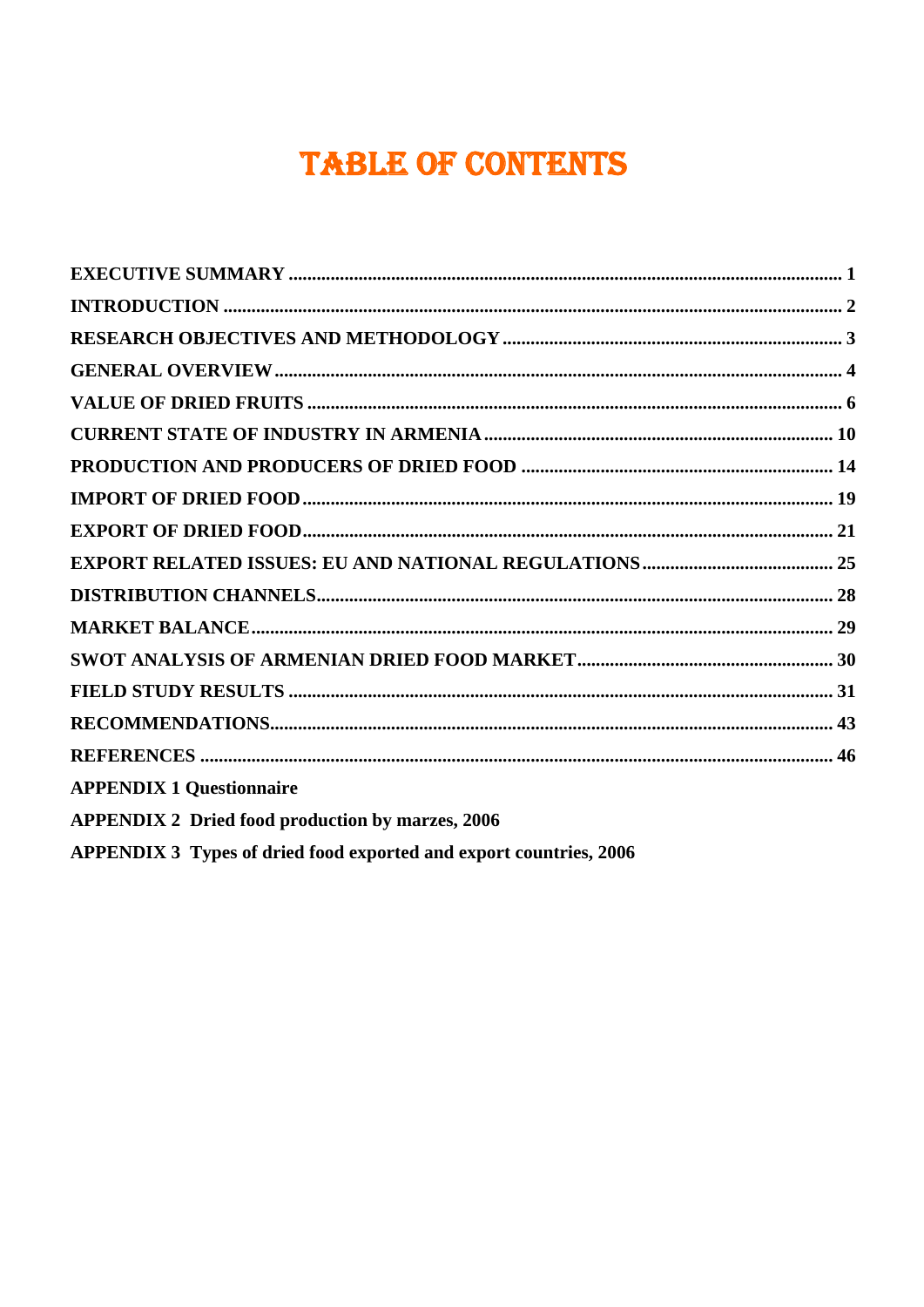# TABLE OF CONTENTS

**EXECUTIVE SUMMARY** ..................................................... **1**

**INTRODUCTION** ..................................................... **2**

**RESEARCH OBJECTIVES AND METHODOLOGY** ..................................................... **3**

**GENERAL OVERVIEW** ..................................................... **4**

**VALUE OF DRIED FRUITS** ..................................................... **6**

**CURRENT STATE OF INDUSTRY IN ARMENIA** ..................................................... **10**

**PRODUCTION AND PRODUCERS OF DRIED FOOD** ..................................................... **14**

**IMPORT OF DRIED FOOD** ..................................................... **19**

**EXPORT OF DRIED FOOD** ..................................................... **21**

**EXPORT RELATED ISSUES: EU AND NATIONAL REGULATIONS** ..................................................... **25**

**DISTRIBUTION CHANNELS** ..................................................... **28**

**MARKET BALANCE** ..................................................... **29**

**SWOT ANALYSIS OF ARMENIAN DRIED FOOD MARKET** ..................................................... **30**

**FIELD STUDY RESULTS** ..................................................... **31**

**RECOMMENDATIONS** ..................................................... **43**

**REFERENCES** ..................................................... **46**

**APPENDIX 1 Questionnaire**

**APPENDIX 2 Dried food production by marzes, 2006**

**APPENDIX 3 Types of dried food exported and export countries, 2006**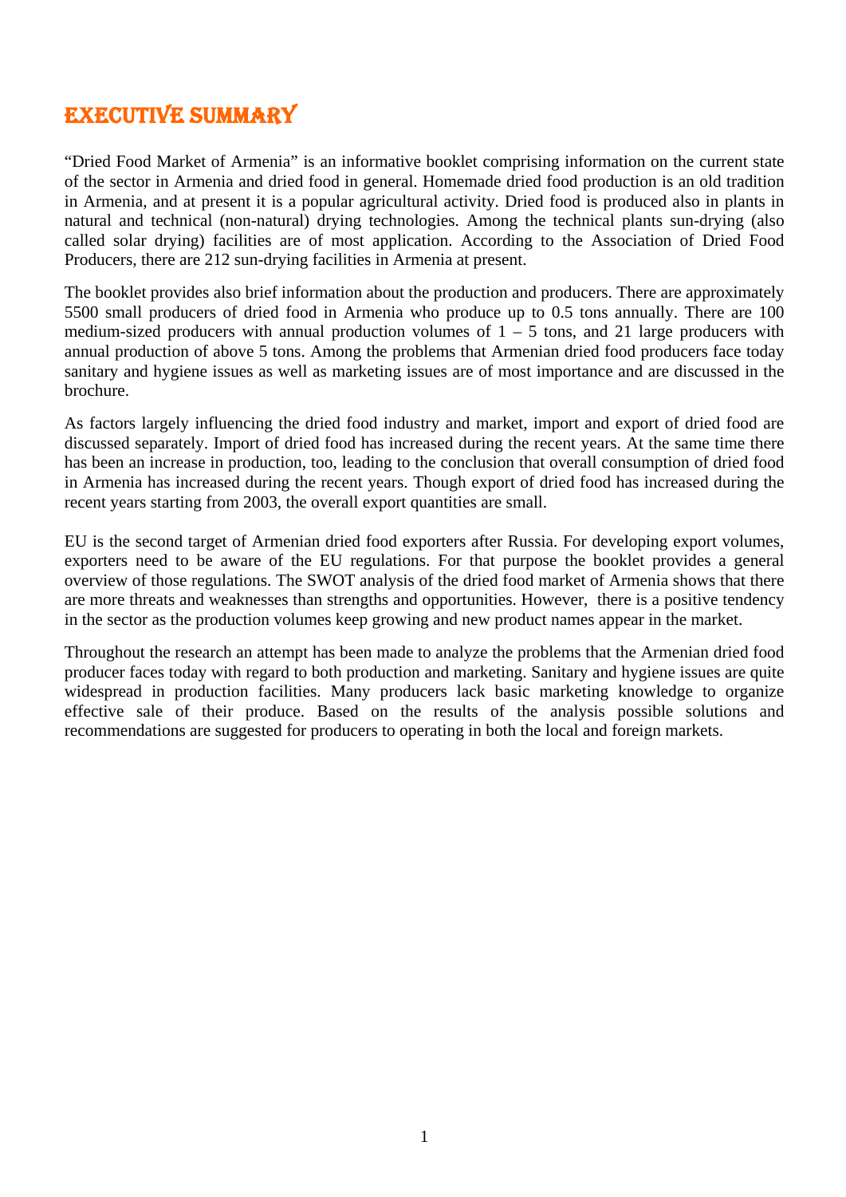# EXECUTIVE SUMMARY

"Dried Food Market of Armenia" is an informative booklet comprising information on the current state of the sector in Armenia and dried food in general. Homemade dried food production is an old tradition in Armenia, and at present it is a popular agricultural activity. Dried food is produced also in plants in natural and technical (non-natural) drying technologies. Among the technical plants sun-drying (also called solar drying) facilities are of most application. According to the Association of Dried Food Producers, there are 212 sun-drying facilities in Armenia at present.

The booklet provides also brief information about the production and producers. There are approximately 5500 small producers of dried food in Armenia who produce up to 0.5 tons annually. There are 100 medium-sized producers with annual production volumes of 1 – 5 tons, and 21 large producers with annual production of above 5 tons. Among the problems that Armenian dried food producers face today sanitary and hygiene issues as well as marketing issues are of most importance and are discussed in the brochure.

As factors largely influencing the dried food industry and market, import and export of dried food are discussed separately. Import of dried food has increased during the recent years. At the same time there has been an increase in production, too, leading to the conclusion that overall consumption of dried food in Armenia has increased during the recent years. Though export of dried food has increased during the recent years starting from 2003, the overall export quantities are small.

EU is the second target of Armenian dried food exporters after Russia. For developing export volumes, exporters need to be aware of the EU regulations. For that purpose the booklet provides a general overview of those regulations. The SWOT analysis of the dried food market of Armenia shows that there are more threats and weaknesses than strengths and opportunities. However, there is a positive tendency in the sector as the production volumes keep growing and new product names appear in the market.

Throughout the research an attempt has been made to analyze the problems that the Armenian dried food producer faces today with regard to both production and marketing. Sanitary and hygiene issues are quite widespread in production facilities. Many producers lack basic marketing knowledge to organize effective sale of their produce. Based on the results of the analysis possible solutions and recommendations are suggested for producers to operating in both the local and foreign markets.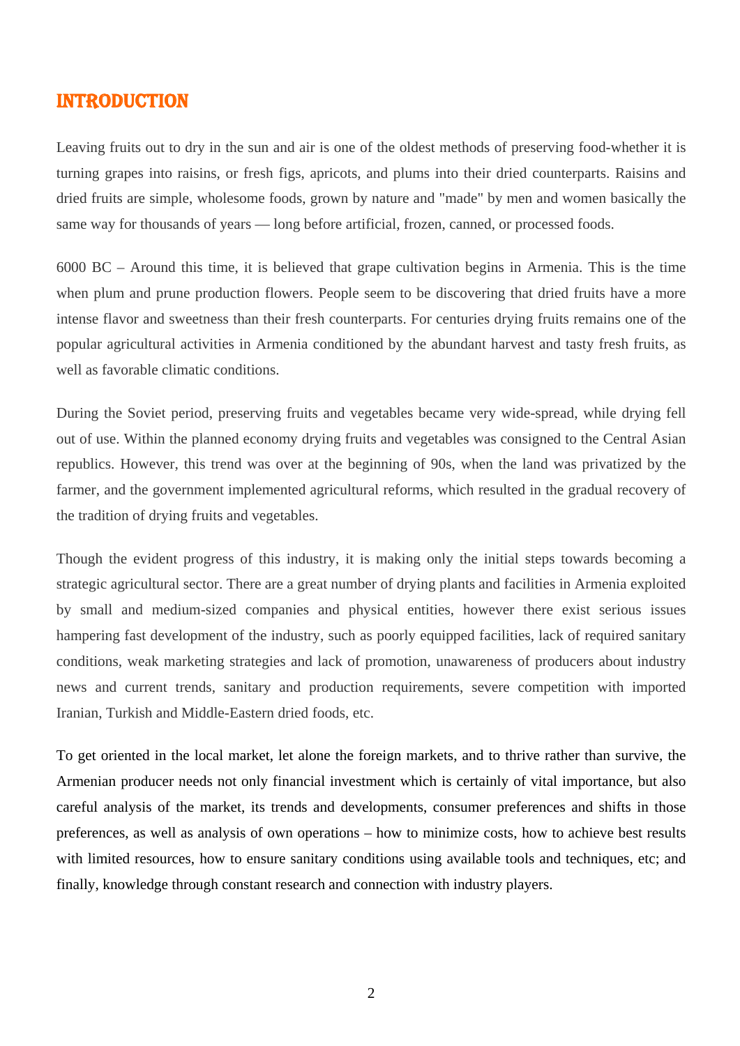# INTRODUCTION

Leaving fruits out to dry in the sun and air is one of the oldest methods of preserving food-whether it is turning grapes into raisins, or fresh figs, apricots, and plums into their dried counterparts. Raisins and dried fruits are simple, wholesome foods, grown by nature and "made" by men and women basically the same way for thousands of years — long before artificial, frozen, canned, or processed foods.

6000 BC – Around this time, it is believed that grape cultivation begins in Armenia. This is the time when plum and prune production flowers. People seem to be discovering that dried fruits have a more intense flavor and sweetness than their fresh counterparts. For centuries drying fruits remains one of the popular agricultural activities in Armenia conditioned by the abundant harvest and tasty fresh fruits, as well as favorable climatic conditions.

During the Soviet period, preserving fruits and vegetables became very wide-spread, while drying fell out of use. Within the planned economy drying fruits and vegetables was consigned to the Central Asian republics. However, this trend was over at the beginning of 90s, when the land was privatized by the farmer, and the government implemented agricultural reforms, which resulted in the gradual recovery of the tradition of drying fruits and vegetables.

Though the evident progress of this industry, it is making only the initial steps towards becoming a strategic agricultural sector. There are a great number of drying plants and facilities in Armenia exploited by small and medium-sized companies and physical entities, however there exist serious issues hampering fast development of the industry, such as poorly equipped facilities, lack of required sanitary conditions, weak marketing strategies and lack of promotion, unawareness of producers about industry news and current trends, sanitary and production requirements, severe competition with imported Iranian, Turkish and Middle-Eastern dried foods, etc.

To get oriented in the local market, let alone the foreign markets, and to thrive rather than survive, the Armenian producer needs not only financial investment which is certainly of vital importance, but also careful analysis of the market, its trends and developments, consumer preferences and shifts in those preferences, as well as analysis of own operations – how to minimize costs, how to achieve best results with limited resources, how to ensure sanitary conditions using available tools and techniques, etc; and finally, knowledge through constant research and connection with industry players.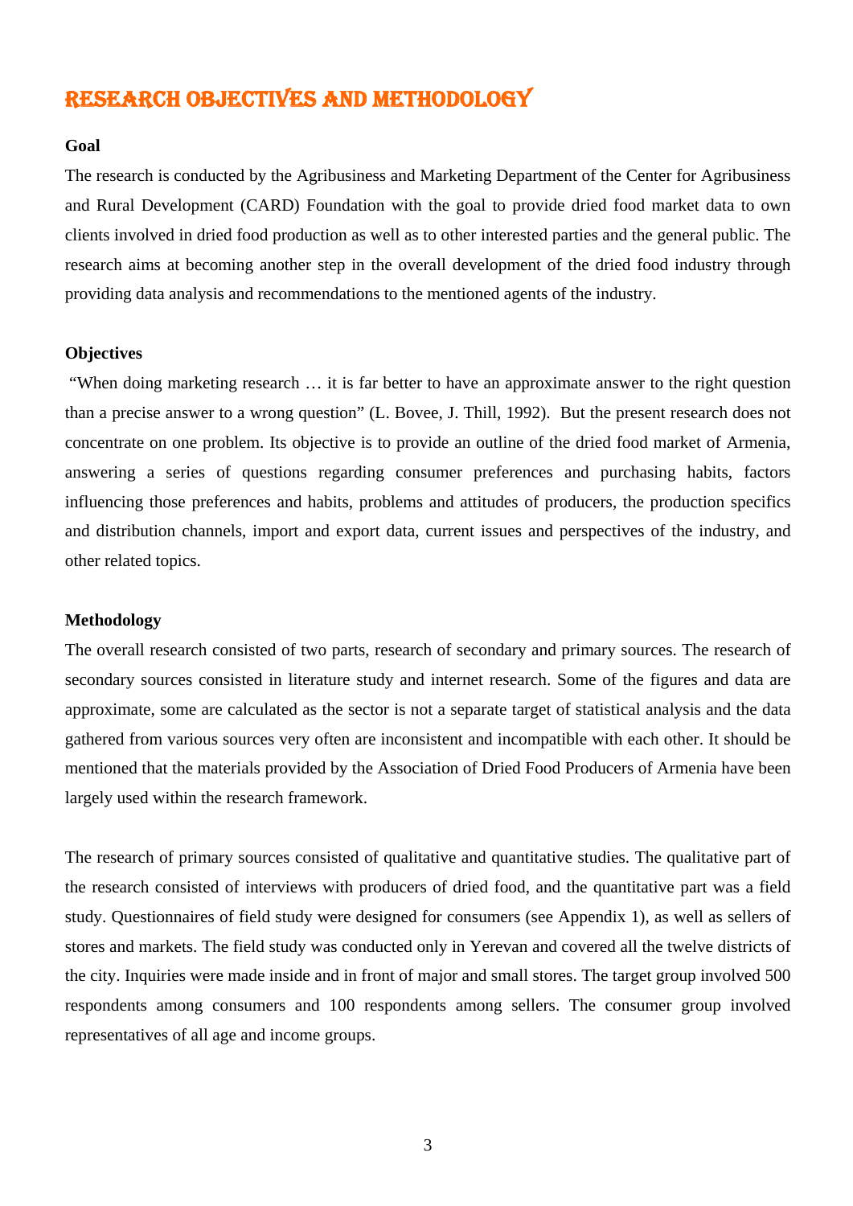# RESEARCH OBJECTIVES AND METHODOLOGY

**Goal**

The research is conducted by the Agribusiness and Marketing Department of the Center for Agribusiness and Rural Development (CARD) Foundation with the goal to provide dried food market data to own clients involved in dried food production as well as to other interested parties and the general public. The research aims at becoming another step in the overall development of the dried food industry through providing data analysis and recommendations to the mentioned agents of the industry.

**Objectives**

"When doing marketing research … it is far better to have an approximate answer to the right question than a precise answer to a wrong question" (L. Bovee, J. Thill, 1992). But the present research does not concentrate on one problem. Its objective is to provide an outline of the dried food market of Armenia, answering a series of questions regarding consumer preferences and purchasing habits, factors influencing those preferences and habits, problems and attitudes of producers, the production specifics and distribution channels, import and export data, current issues and perspectives of the industry, and other related topics.

**Methodology**

The overall research consisted of two parts, research of secondary and primary sources. The research of secondary sources consisted in literature study and internet research. Some of the figures and data are approximate, some are calculated as the sector is not a separate target of statistical analysis and the data gathered from various sources very often are inconsistent and incompatible with each other. It should be mentioned that the materials provided by the Association of Dried Food Producers of Armenia have been largely used within the research framework.

The research of primary sources consisted of qualitative and quantitative studies. The qualitative part of the research consisted of interviews with producers of dried food, and the quantitative part was a field study. Questionnaires of field study were designed for consumers (see Appendix 1), as well as sellers of stores and markets. The field study was conducted only in Yerevan and covered all the twelve districts of the city. Inquiries were made inside and in front of major and small stores. The target group involved 500 respondents among consumers and 100 respondents among sellers. The consumer group involved representatives of all age and income groups.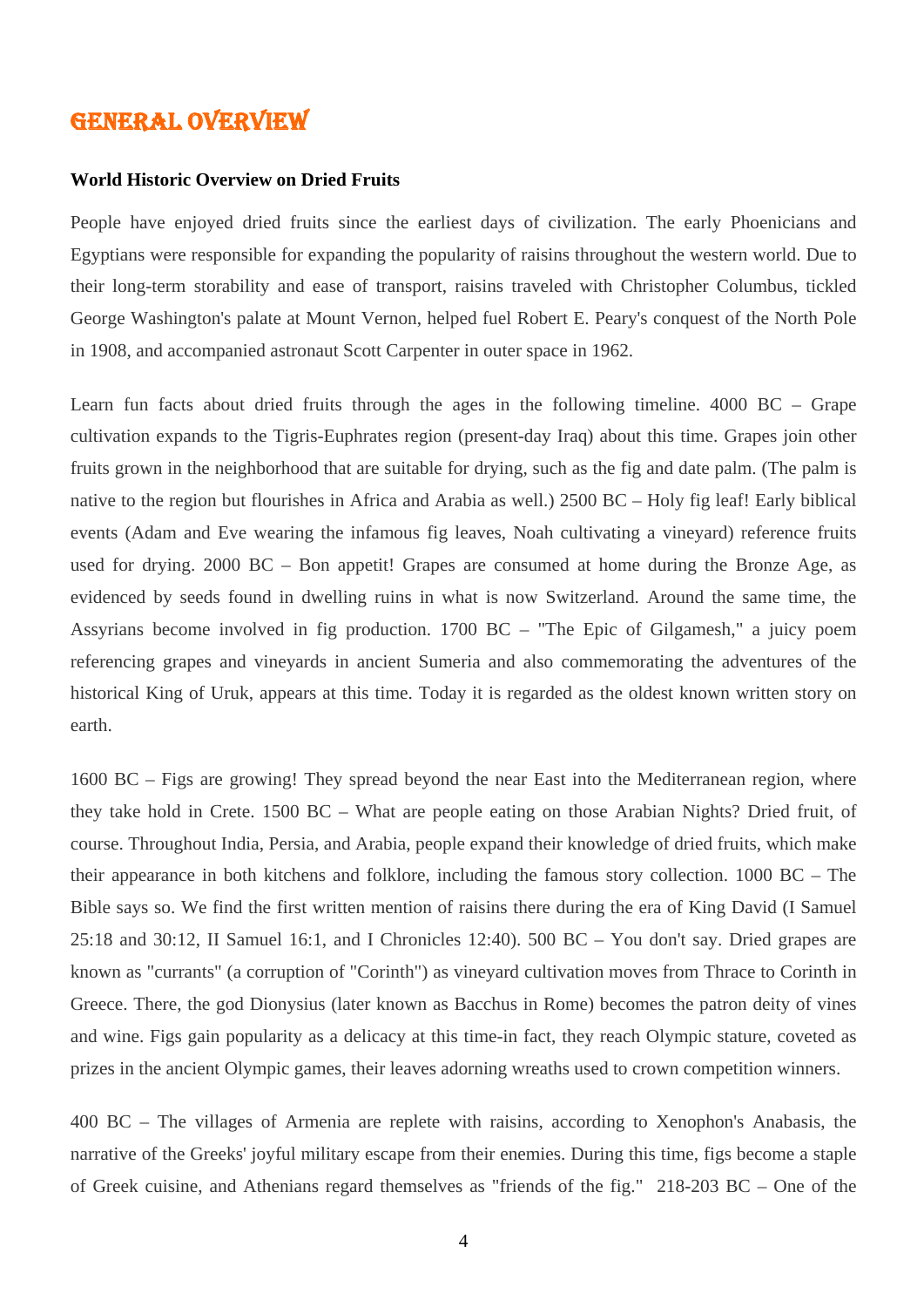# GENERAL OVERVIEW

**World Historic Overview on Dried Fruits**

People have enjoyed dried fruits since the earliest days of civilization. The early Phoenicians and Egyptians were responsible for expanding the popularity of raisins throughout the western world. Due to their long-term storability and ease of transport, raisins traveled with Christopher Columbus, tickled George Washington's palate at Mount Vernon, helped fuel Robert E. Peary's conquest of the North Pole in 1908, and accompanied astronaut Scott Carpenter in outer space in 1962.

Learn fun facts about dried fruits through the ages in the following timeline. 4000 BC – Grape cultivation expands to the Tigris-Euphrates region (present-day Iraq) about this time. Grapes join other fruits grown in the neighborhood that are suitable for drying, such as the fig and date palm. (The palm is native to the region but flourishes in Africa and Arabia as well.) 2500 BC – Holy fig leaf! Early biblical events (Adam and Eve wearing the infamous fig leaves, Noah cultivating a vineyard) reference fruits used for drying. 2000 BC – Bon appetit! Grapes are consumed at home during the Bronze Age, as evidenced by seeds found in dwelling ruins in what is now Switzerland. Around the same time, the Assyrians become involved in fig production. 1700 BC – "The Epic of Gilgamesh," a juicy poem referencing grapes and vineyards in ancient Sumeria and also commemorating the adventures of the historical King of Uruk, appears at this time. Today it is regarded as the oldest known written story on earth.

1600 BC – Figs are growing! They spread beyond the near East into the Mediterranean region, where they take hold in Crete. 1500 BC – What are people eating on those Arabian Nights? Dried fruit, of course. Throughout India, Persia, and Arabia, people expand their knowledge of dried fruits, which make their appearance in both kitchens and folklore, including the famous story collection. 1000 BC – The Bible says so. We find the first written mention of raisins there during the era of King David (I Samuel 25:18 and 30:12, II Samuel 16:1, and I Chronicles 12:40). 500 BC – You don't say. Dried grapes are known as "currants" (a corruption of "Corinth") as vineyard cultivation moves from Thrace to Corinth in Greece. There, the god Dionysius (later known as Bacchus in Rome) becomes the patron deity of vines and wine. Figs gain popularity as a delicacy at this time-in fact, they reach Olympic stature, coveted as prizes in the ancient Olympic games, their leaves adorning wreaths used to crown competition winners.

400 BC – The villages of Armenia are replete with raisins, according to Xenophon's Anabasis, the narrative of the Greeks' joyful military escape from their enemies. During this time, figs become a staple of Greek cuisine, and Athenians regard themselves as "friends of the fig." 218-203 BC – One of the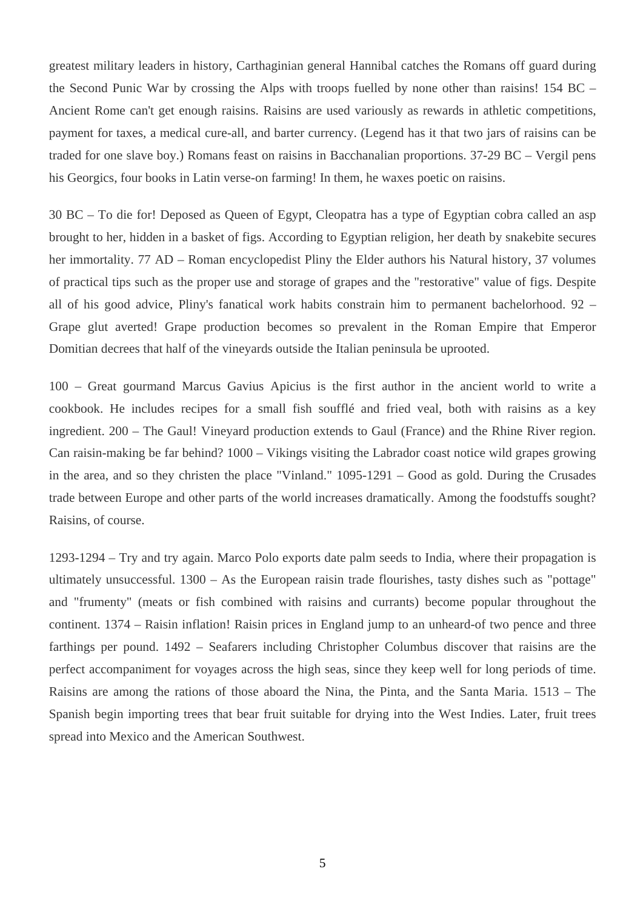greatest military leaders in history, Carthaginian general Hannibal catches the Romans off guard during the Second Punic War by crossing the Alps with troops fuelled by none other than raisins! 154 BC – Ancient Rome can't get enough raisins. Raisins are used variously as rewards in athletic competitions, payment for taxes, a medical cure-all, and barter currency. (Legend has it that two jars of raisins can be traded for one slave boy.) Romans feast on raisins in Bacchanalian proportions. 37-29 BC – Vergil pens his Georgics, four books in Latin verse-on farming! In them, he waxes poetic on raisins.

30 BC – To die for! Deposed as Queen of Egypt, Cleopatra has a type of Egyptian cobra called an asp brought to her, hidden in a basket of figs. According to Egyptian religion, her death by snakebite secures her immortality. 77 AD – Roman encyclopedist Pliny the Elder authors his Natural history, 37 volumes of practical tips such as the proper use and storage of grapes and the "restorative" value of figs. Despite all of his good advice, Pliny's fanatical work habits constrain him to permanent bachelorhood. 92 – Grape glut averted! Grape production becomes so prevalent in the Roman Empire that Emperor Domitian decrees that half of the vineyards outside the Italian peninsula be uprooted.

100 – Great gourmand Marcus Gavius Apicius is the first author in the ancient world to write a cookbook. He includes recipes for a small fish soufflé and fried veal, both with raisins as a key ingredient. 200 – The Gaul! Vineyard production extends to Gaul (France) and the Rhine River region. Can raisin-making be far behind? 1000 – Vikings visiting the Labrador coast notice wild grapes growing in the area, and so they christen the place "Vinland." 1095-1291 – Good as gold. During the Crusades trade between Europe and other parts of the world increases dramatically. Among the foodstuffs sought? Raisins, of course.

1293-1294 – Try and try again. Marco Polo exports date palm seeds to India, where their propagation is ultimately unsuccessful. 1300 – As the European raisin trade flourishes, tasty dishes such as "pottage" and "frumenty" (meats or fish combined with raisins and currants) become popular throughout the continent. 1374 – Raisin inflation! Raisin prices in England jump to an unheard-of two pence and three farthings per pound. 1492 – Seafarers including Christopher Columbus discover that raisins are the perfect accompaniment for voyages across the high seas, since they keep well for long periods of time. Raisins are among the rations of those aboard the Nina, the Pinta, and the Santa Maria. 1513 – The Spanish begin importing trees that bear fruit suitable for drying into the West Indies. Later, fruit trees spread into Mexico and the American Southwest.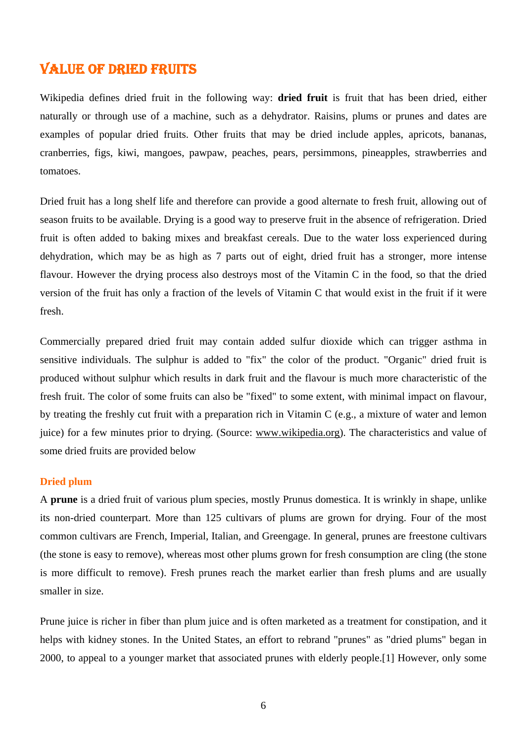## Value of Dried Fruits

Wikipedia defines dried fruit in the following way: **dried fruit** is fruit that has been dried, either naturally or through use of a machine, such as a dehydrator. Raisins, plums or prunes and dates are examples of popular dried fruits. Other fruits that may be dried include apples, apricots, bananas, cranberries, figs, kiwi, mangoes, pawpaw, peaches, pears, persimmons, pineapples, strawberries and tomatoes.

Dried fruit has a long shelf life and therefore can provide a good alternate to fresh fruit, allowing out of season fruits to be available. Drying is a good way to preserve fruit in the absence of refrigeration. Dried fruit is often added to baking mixes and breakfast cereals. Due to the water loss experienced during dehydration, which may be as high as 7 parts out of eight, dried fruit has a stronger, more intense flavour. However the drying process also destroys most of the Vitamin C in the food, so that the dried version of the fruit has only a fraction of the levels of Vitamin C that would exist in the fruit if it were fresh.

Commercially prepared dried fruit may contain added sulfur dioxide which can trigger asthma in sensitive individuals. The sulphur is added to "fix" the color of the product. "Organic" dried fruit is produced without sulphur which results in dark fruit and the flavour is much more characteristic of the fresh fruit. The color of some fruits can also be "fixed" to some extent, with minimal impact on flavour, by treating the freshly cut fruit with a preparation rich in Vitamin C (e.g., a mixture of water and lemon juice) for a few minutes prior to drying. (Source: www.wikipedia.org). The characteristics and value of some dried fruits are provided below

### Dried plum

A **prune** is a dried fruit of various plum species, mostly Prunus domestica. It is wrinkly in shape, unlike its non-dried counterpart. More than 125 cultivars of plums are grown for drying. Four of the most common cultivars are French, Imperial, Italian, and Greengage. In general, prunes are freestone cultivars (the stone is easy to remove), whereas most other plums grown for fresh consumption are cling (the stone is more difficult to remove). Fresh prunes reach the market earlier than fresh plums and are usually smaller in size.

Prune juice is richer in fiber than plum juice and is often marketed as a treatment for constipation, and it helps with kidney stones. In the United States, an effort to rebrand "prunes" as "dried plums" began in 2000, to appeal to a younger market that associated prunes with elderly people.[1] However, only some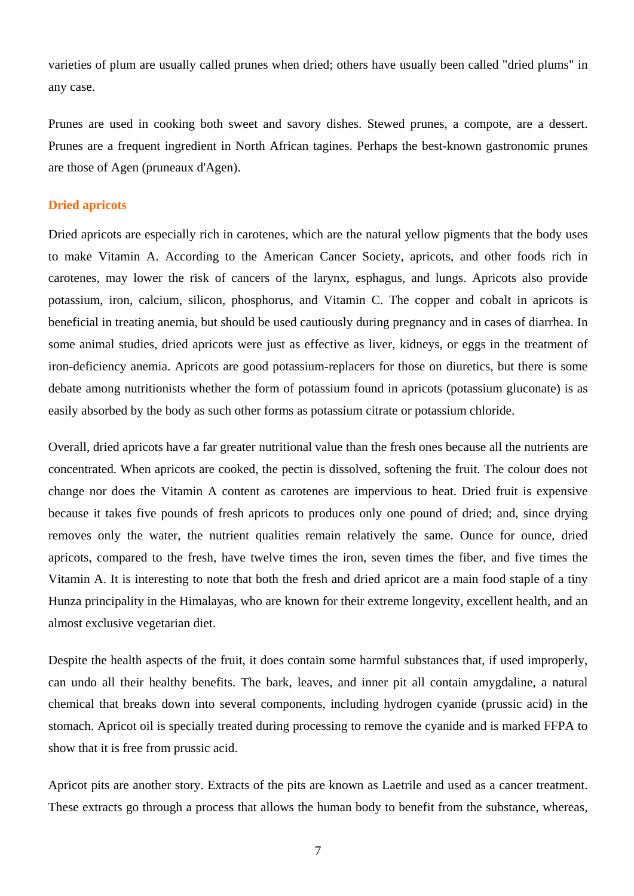varieties of plum are usually called prunes when dried; others have usually been called "dried plums" in any case.

Prunes are used in cooking both sweet and savory dishes. Stewed prunes, a compote, are a dessert. Prunes are a frequent ingredient in North African tagines. Perhaps the best-known gastronomic prunes are those of Agen (pruneaux d'Agen).

### Dried apricots

Dried apricots are especially rich in carotenes, which are the natural yellow pigments that the body uses to make Vitamin A. According to the American Cancer Society, apricots, and other foods rich in carotenes, may lower the risk of cancers of the larynx, esphagus, and lungs. Apricots also provide potassium, iron, calcium, silicon, phosphorus, and Vitamin C. The copper and cobalt in apricots is beneficial in treating anemia, but should be used cautiously during pregnancy and in cases of diarrhea. In some animal studies, dried apricots were just as effective as liver, kidneys, or eggs in the treatment of iron-deficiency anemia. Apricots are good potassium-replacers for those on diuretics, but there is some debate among nutritionists whether the form of potassium found in apricots (potassium gluconate) is as easily absorbed by the body as such other forms as potassium citrate or potassium chloride.

Overall, dried apricots have a far greater nutritional value than the fresh ones because all the nutrients are concentrated. When apricots are cooked, the pectin is dissolved, softening the fruit. The colour does not change nor does the Vitamin A content as carotenes are impervious to heat. Dried fruit is expensive because it takes five pounds of fresh apricots to produces only one pound of dried; and, since drying removes only the water, the nutrient qualities remain relatively the same. Ounce for ounce, dried apricots, compared to the fresh, have twelve times the iron, seven times the fiber, and five times the Vitamin A. It is interesting to note that both the fresh and dried apricot are a main food staple of a tiny Hunza principality in the Himalayas, who are known for their extreme longevity, excellent health, and an almost exclusive vegetarian diet.

Despite the health aspects of the fruit, it does contain some harmful substances that, if used improperly, can undo all their healthy benefits. The bark, leaves, and inner pit all contain amygdaline, a natural chemical that breaks down into several components, including hydrogen cyanide (prussic acid) in the stomach. Apricot oil is specially treated during processing to remove the cyanide and is marked FFPA to show that it is free from prussic acid.

Apricot pits are another story. Extracts of the pits are known as Laetrile and used as a cancer treatment. These extracts go through a process that allows the human body to benefit from the substance, whereas,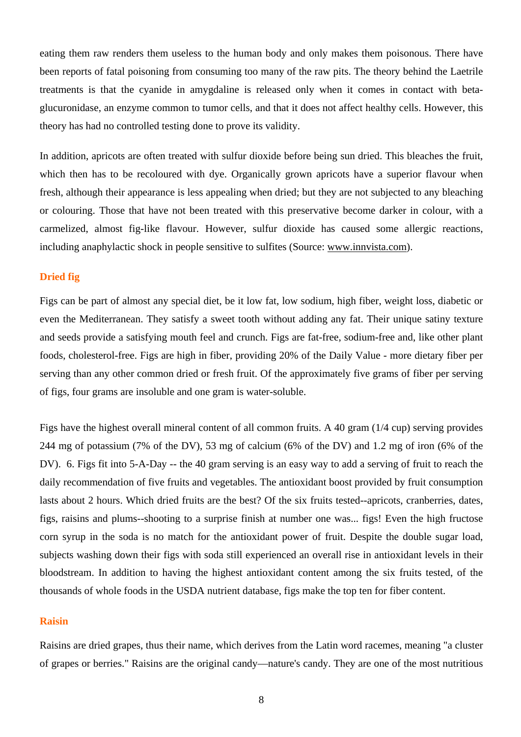eating them raw renders them useless to the human body and only makes them poisonous. There have been reports of fatal poisoning from consuming too many of the raw pits. The theory behind the Laetrile treatments is that the cyanide in amygdaline is released only when it comes in contact with beta-glucuronidase, an enzyme common to tumor cells, and that it does not affect healthy cells. However, this theory has had no controlled testing done to prove its validity.

In addition, apricots are often treated with sulfur dioxide before being sun dried. This bleaches the fruit, which then has to be recoloured with dye. Organically grown apricots have a superior flavour when fresh, although their appearance is less appealing when dried; but they are not subjected to any bleaching or colouring. Those that have not been treated with this preservative become darker in colour, with a carmelized, almost fig-like flavour. However, sulfur dioxide has caused some allergic reactions, including anaphylactic shock in people sensitive to sulfites (Source: www.innvista.com).

### Dried fig

Figs can be part of almost any special diet, be it low fat, low sodium, high fiber, weight loss, diabetic or even the Mediterranean. They satisfy a sweet tooth without adding any fat. Their unique satiny texture and seeds provide a satisfying mouth feel and crunch. Figs are fat-free, sodium-free and, like other plant foods, cholesterol-free. Figs are high in fiber, providing 20% of the Daily Value - more dietary fiber per serving than any other common dried or fresh fruit. Of the approximately five grams of fiber per serving of figs, four grams are insoluble and one gram is water-soluble.

Figs have the highest overall mineral content of all common fruits. A 40 gram (1/4 cup) serving provides 244 mg of potassium (7% of the DV), 53 mg of calcium (6% of the DV) and 1.2 mg of iron (6% of the DV). 6. Figs fit into 5-A-Day -- the 40 gram serving is an easy way to add a serving of fruit to reach the daily recommendation of five fruits and vegetables. The antioxidant boost provided by fruit consumption lasts about 2 hours. Which dried fruits are the best? Of the six fruits tested--apricots, cranberries, dates, figs, raisins and plums--shooting to a surprise finish at number one was... figs! Even the high fructose corn syrup in the soda is no match for the antioxidant power of fruit. Despite the double sugar load, subjects washing down their figs with soda still experienced an overall rise in antioxidant levels in their bloodstream. In addition to having the highest antioxidant content among the six fruits tested, of the thousands of whole foods in the USDA nutrient database, figs make the top ten for fiber content.

### Raisin

Raisins are dried grapes, thus their name, which derives from the Latin word racemes, meaning "a cluster of grapes or berries." Raisins are the original candy—nature's candy. They are one of the most nutritious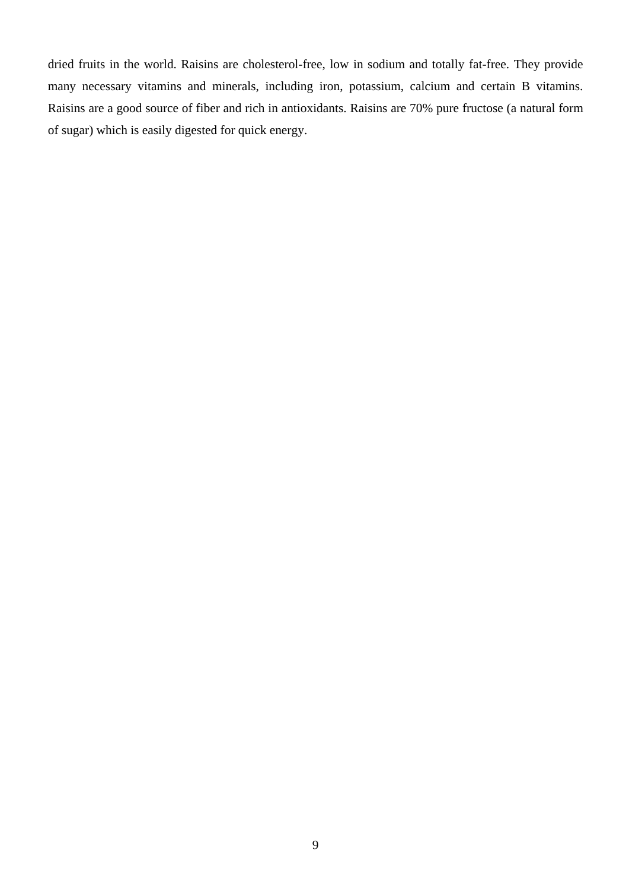dried fruits in the world. Raisins are cholesterol-free, low in sodium and totally fat-free. They provide many necessary vitamins and minerals, including iron, potassium, calcium and certain B vitamins. Raisins are a good source of fiber and rich in antioxidants. Raisins are 70% pure fructose (a natural form of sugar) which is easily digested for quick energy.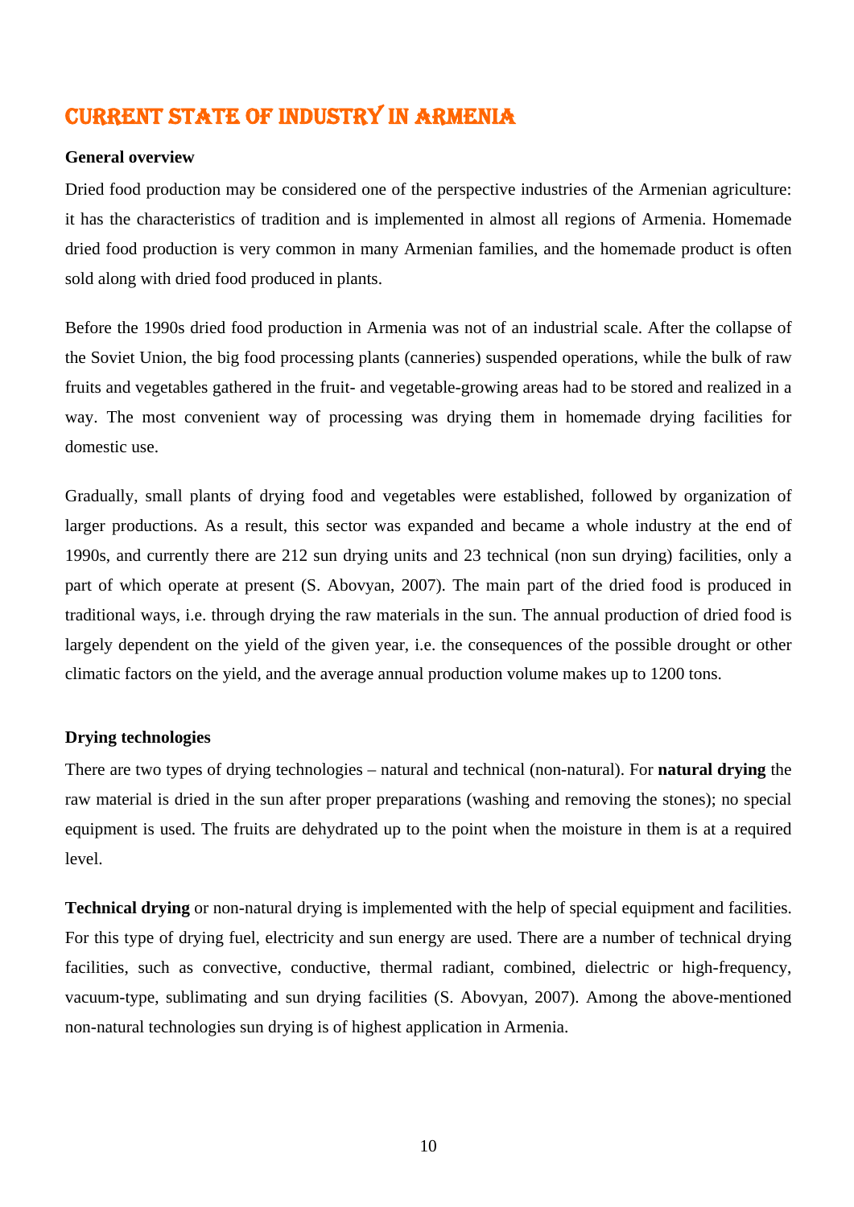# CURRENT STATE OF INDUSTRY IN ARMENIA

**General overview**

Dried food production may be considered one of the perspective industries of the Armenian agriculture: it has the characteristics of tradition and is implemented in almost all regions of Armenia. Homemade dried food production is very common in many Armenian families, and the homemade product is often sold along with dried food produced in plants.

Before the 1990s dried food production in Armenia was not of an industrial scale. After the collapse of the Soviet Union, the big food processing plants (canneries) suspended operations, while the bulk of raw fruits and vegetables gathered in the fruit- and vegetable-growing areas had to be stored and realized in a way. The most convenient way of processing was drying them in homemade drying facilities for domestic use.

Gradually, small plants of drying food and vegetables were established, followed by organization of larger productions. As a result, this sector was expanded and became a whole industry at the end of 1990s, and currently there are 212 sun drying units and 23 technical (non sun drying) facilities, only a part of which operate at present (S. Abovyan, 2007). The main part of the dried food is produced in traditional ways, i.e. through drying the raw materials in the sun. The annual production of dried food is largely dependent on the yield of the given year, i.e. the consequences of the possible drought or other climatic factors on the yield, and the average annual production volume makes up to 1200 tons.

**Drying technologies**

There are two types of drying technologies – natural and technical (non-natural). For **natural drying** the raw material is dried in the sun after proper preparations (washing and removing the stones); no special equipment is used. The fruits are dehydrated up to the point when the moisture in them is at a required level.

**Technical drying** or non-natural drying is implemented with the help of special equipment and facilities. For this type of drying fuel, electricity and sun energy are used. There are a number of technical drying facilities, such as convective, conductive, thermal radiant, combined, dielectric or high-frequency, vacuum-type, sublimating and sun drying facilities (S. Abovyan, 2007). Among the above-mentioned non-natural technologies sun drying is of highest application in Armenia.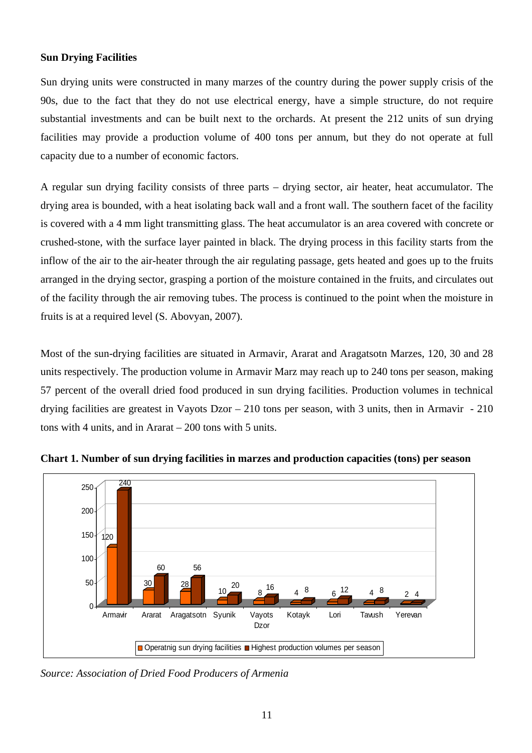### Sun Drying Facilities

Sun drying units were constructed in many marzes of the country during the power supply crisis of the 90s, due to the fact that they do not use electrical energy, have a simple structure, do not require substantial investments and can be built next to the orchards. At present the 212 units of sun drying facilities may provide a production volume of 400 tons per annum, but they do not operate at full capacity due to a number of economic factors.

A regular sun drying facility consists of three parts – drying sector, air heater, heat accumulator. The drying area is bounded, with a heat isolating back wall and a front wall. The southern facet of the facility is covered with a 4 mm light transmitting glass. The heat accumulator is an area covered with concrete or crushed-stone, with the surface layer painted in black. The drying process in this facility starts from the inflow of the air to the air-heater through the air regulating passage, gets heated and goes up to the fruits arranged in the drying sector, grasping a portion of the moisture contained in the fruits, and circulates out of the facility through the air removing tubes. The process is continued to the point when the moisture in fruits is at a required level (S. Abovyan, 2007).

Most of the sun-drying facilities are situated in Armavir, Ararat and Aragatsotn Marzes, 120, 30 and 28 units respectively. The production volume in Armavir Marz may reach up to 240 tons per season, making 57 percent of the overall dried food produced in sun drying facilities. Production volumes in technical drying facilities are greatest in Vayots Dzor – 210 tons per season, with 3 units, then in Armavir - 210 tons with 4 units, and in Ararat – 200 tons with 5 units.

**Chart 1. Number of sun drying facilities in marzes and production capacities (tons) per season**

| Marz | Operatnig sun drying facilities | Highest production volumes per season |
|---|---|---|
| Armavir | 120 | 240 |
| Ararat | 30 | 60 |
| Aragatsotn | 28 | 56 |
| Syunik | 10 | 20 |
| Vayots Dzor | 8 | 16 |
| Kotayk | 4 | 8 |
| Lori | 6 | 12 |
| Tawush | 4 | 8 |
| Yerevan | 2 | 4 |

*Source: Association of Dried Food Producers of Armenia*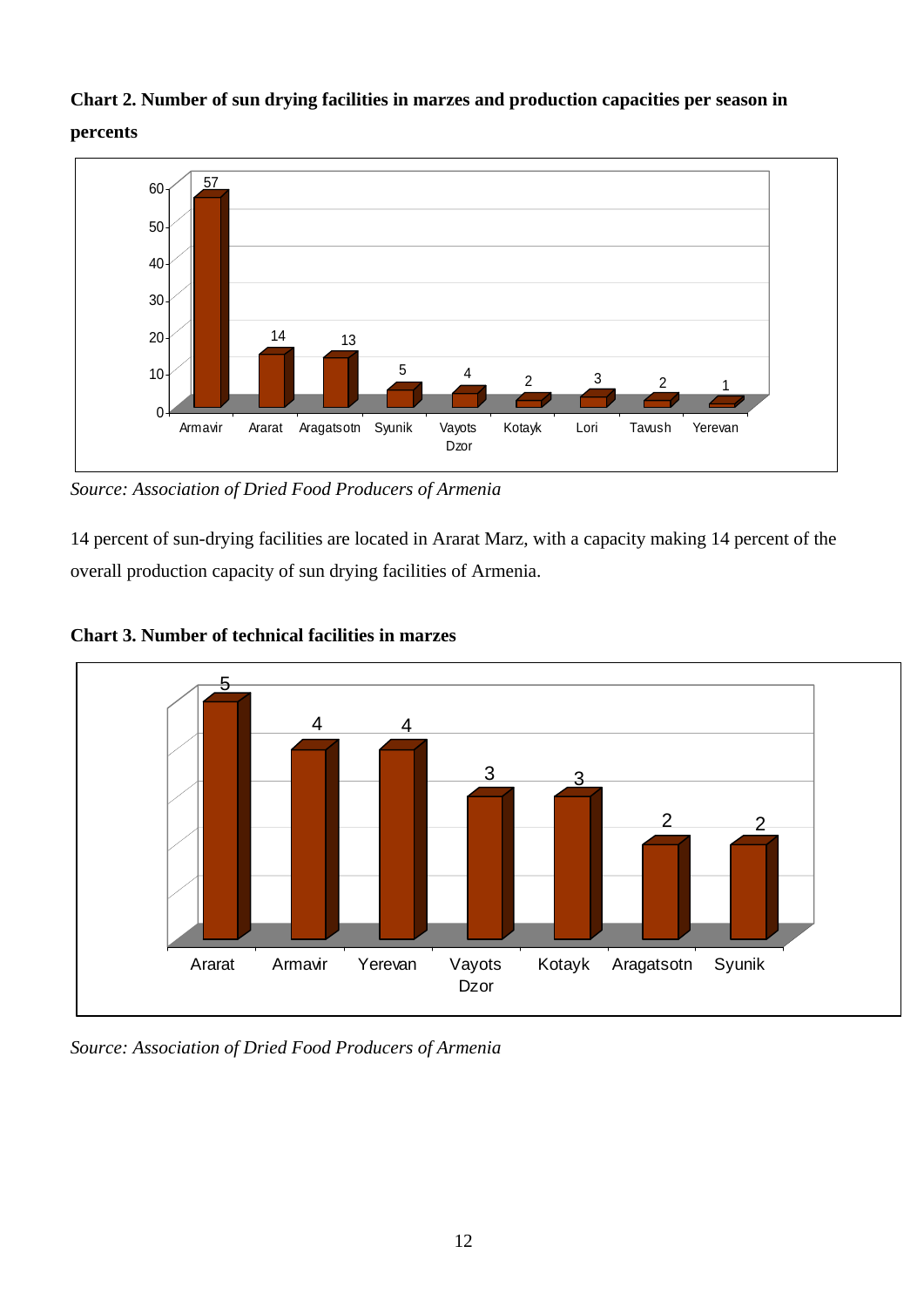**Chart 2. Number of sun drying facilities in marzes and production capacities per season in percents**

| Marz | Percent |
|---|---|
| Armavir | 57 |
| Ararat | 14 |
| Aragatsotn | 13 |
| Syunik | 5 |
| Vayots Dzor | 4 |
| Kotayk | 2 |
| Lori | 3 |
| Tavush | 2 |
| Yerevan | 1 |

*Source: Association of Dried Food Producers of Armenia*

14 percent of sun-drying facilities are located in Ararat Marz, with a capacity making 14 percent of the overall production capacity of sun drying facilities of Armenia.

**Chart 3. Number of technical facilities in marzes**

| Marz | Number |
|---|---|
| Ararat | 5 |
| Armavir | 4 |
| Yerevan | 4 |
| Vayots Dzor | 3 |
| Kotayk | 3 |
| Aragatsotn | 2 |
| Syunik | 2 |

*Source: Association of Dried Food Producers of Armenia*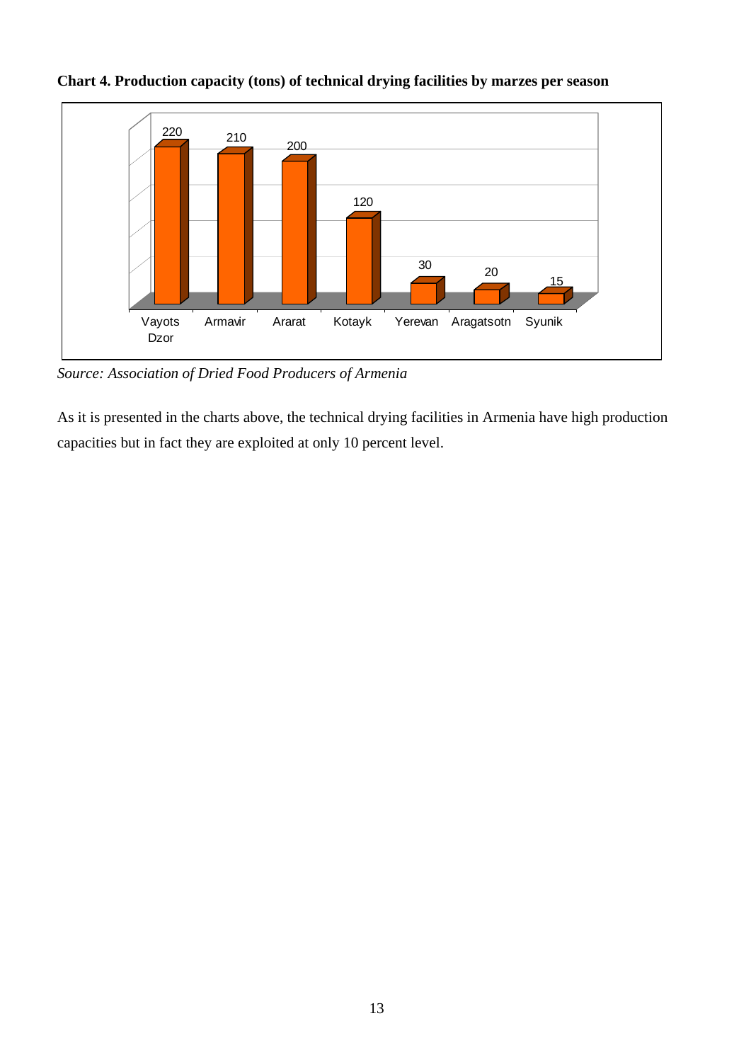**Chart 4. Production capacity (tons) of technical drying facilities by marzes per season**

| Marz | Production capacity (tons) |
|---|---|
| Vayots Dzor | 220 |
| Armavir | 210 |
| Ararat | 200 |
| Kotayk | 120 |
| Yerevan | 30 |
| Aragatsotn | 20 |
| Syunik | 15 |

*Source: Association of Dried Food Producers of Armenia*

As it is presented in the charts above, the technical drying facilities in Armenia have high production capacities but in fact they are exploited at only 10 percent level.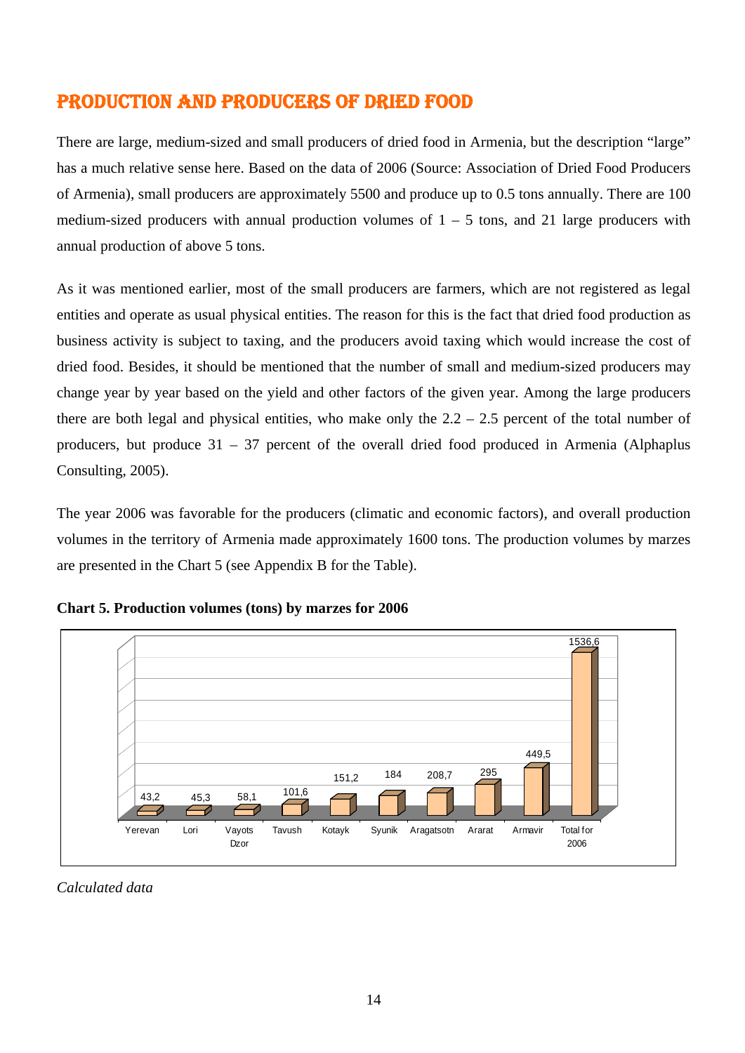## PRODUCTION AND PRODUCERS OF DRIED FOOD

There are large, medium-sized and small producers of dried food in Armenia, but the description "large" has a much relative sense here. Based on the data of 2006 (Source: Association of Dried Food Producers of Armenia), small producers are approximately 5500 and produce up to 0.5 tons annually. There are 100 medium-sized producers with annual production volumes of 1 – 5 tons, and 21 large producers with annual production of above 5 tons.

As it was mentioned earlier, most of the small producers are farmers, which are not registered as legal entities and operate as usual physical entities. The reason for this is the fact that dried food production as business activity is subject to taxing, and the producers avoid taxing which would increase the cost of dried food. Besides, it should be mentioned that the number of small and medium-sized producers may change year by year based on the yield and other factors of the given year. Among the large producers there are both legal and physical entities, who make only the 2.2 – 2.5 percent of the total number of producers, but produce 31 – 37 percent of the overall dried food produced in Armenia (Alphaplus Consulting, 2005).

The year 2006 was favorable for the producers (climatic and economic factors), and overall production volumes in the territory of Armenia made approximately 1600 tons. The production volumes by marzes are presented in the Chart 5 (see Appendix B for the Table).

**Chart 5. Production volumes (tons) by marzes for 2006**

| Marz | Production volume (tons) |
|---|---|
| Yerevan | 43,2 |
| Lori | 45,3 |
| Vayots Dzor | 58,1 |
| Tavush | 101,6 |
| Kotayk | 151,2 |
| Syunik | 184 |
| Aragatsotn | 208,7 |
| Ararat | 295 |
| Armavir | 449,5 |
| Total for 2006 | 1536,6 |

*Calculated data*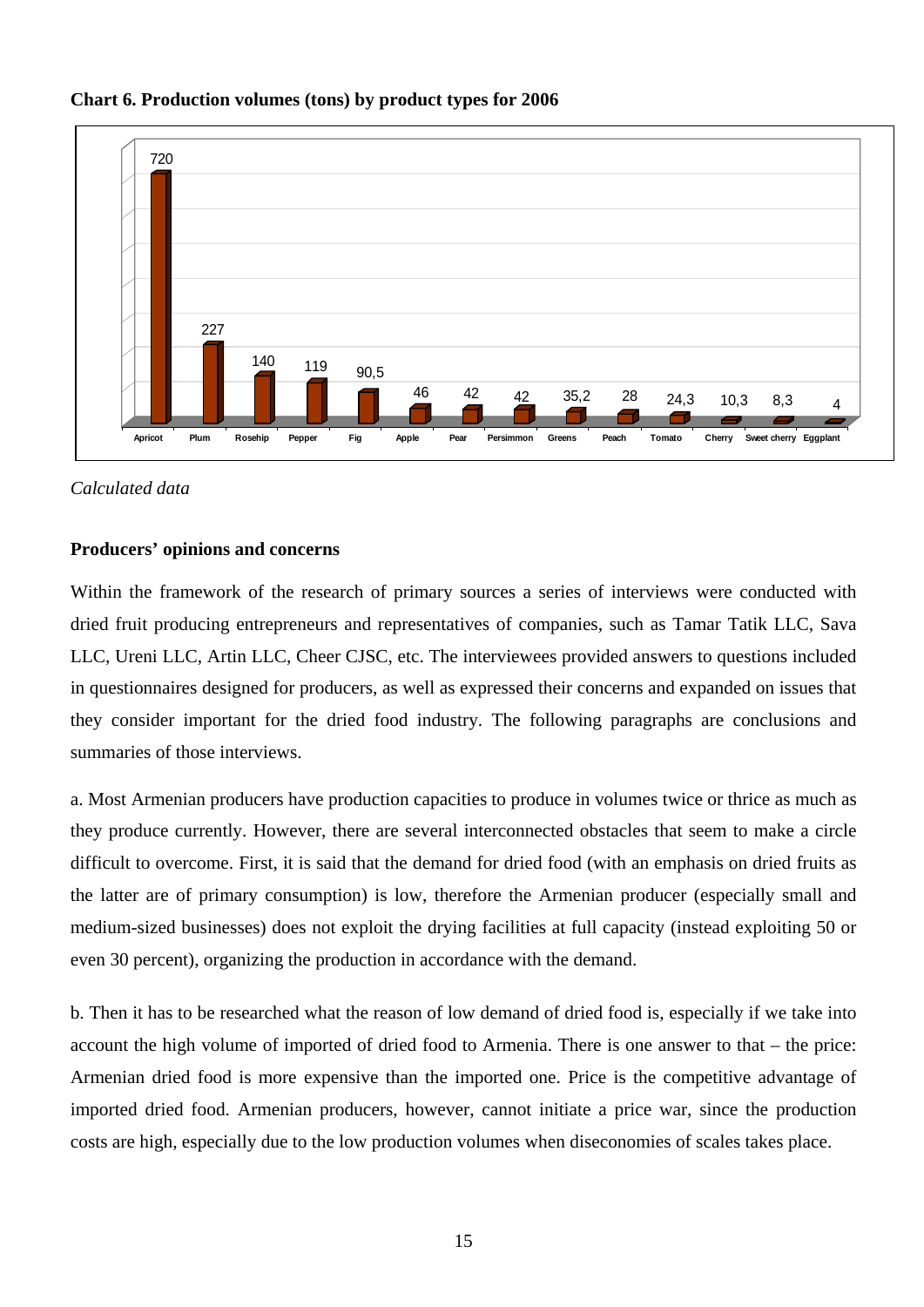**Chart 6. Production volumes (tons) by product types for 2006**

| Product | Volume (tons) |
|---|---|
| Apricot | 720 |
| Plum | 227 |
| Rosehip | 140 |
| Pepper | 119 |
| Fig | 90,5 |
| Apple | 46 |
| Pear | 42 |
| Persimmon | 42 |
| Greens | 35,2 |
| Peach | 28 |
| Tomato | 24,3 |
| Cherry | 10,3 |
| Sweet cherry | 8,3 |
| Eggplant | 4 |

*Calculated data*

**Producers' opinions and concerns**

Within the framework of the research of primary sources a series of interviews were conducted with dried fruit producing entrepreneurs and representatives of companies, such as Tamar Tatik LLC, Sava LLC, Ureni LLC, Artin LLC, Cheer CJSC, etc. The interviewees provided answers to questions included in questionnaires designed for producers, as well as expressed their concerns and expanded on issues that they consider important for the dried food industry. The following paragraphs are conclusions and summaries of those interviews.

a. Most Armenian producers have production capacities to produce in volumes twice or thrice as much as they produce currently. However, there are several interconnected obstacles that seem to make a circle difficult to overcome. First, it is said that the demand for dried food (with an emphasis on dried fruits as the latter are of primary consumption) is low, therefore the Armenian producer (especially small and medium-sized businesses) does not exploit the drying facilities at full capacity (instead exploiting 50 or even 30 percent), organizing the production in accordance with the demand.

b. Then it has to be researched what the reason of low demand of dried food is, especially if we take into account the high volume of imported of dried food to Armenia. There is one answer to that – the price: Armenian dried food is more expensive than the imported one. Price is the competitive advantage of imported dried food. Armenian producers, however, cannot initiate a price war, since the production costs are high, especially due to the low production volumes when diseconomies of scales takes place.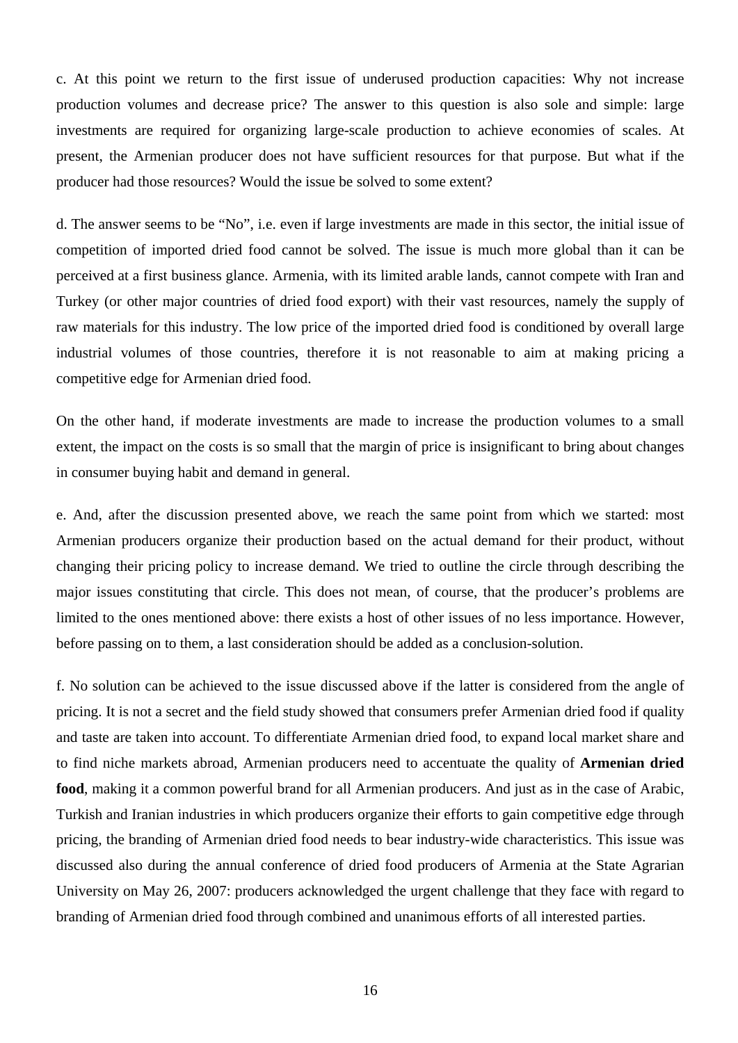c. At this point we return to the first issue of underused production capacities: Why not increase production volumes and decrease price? The answer to this question is also sole and simple: large investments are required for organizing large-scale production to achieve economies of scales. At present, the Armenian producer does not have sufficient resources for that purpose. But what if the producer had those resources? Would the issue be solved to some extent?

d. The answer seems to be "No", i.e. even if large investments are made in this sector, the initial issue of competition of imported dried food cannot be solved. The issue is much more global than it can be perceived at a first business glance. Armenia, with its limited arable lands, cannot compete with Iran and Turkey (or other major countries of dried food export) with their vast resources, namely the supply of raw materials for this industry. The low price of the imported dried food is conditioned by overall large industrial volumes of those countries, therefore it is not reasonable to aim at making pricing a competitive edge for Armenian dried food.

On the other hand, if moderate investments are made to increase the production volumes to a small extent, the impact on the costs is so small that the margin of price is insignificant to bring about changes in consumer buying habit and demand in general.

e. And, after the discussion presented above, we reach the same point from which we started: most Armenian producers organize their production based on the actual demand for their product, without changing their pricing policy to increase demand. We tried to outline the circle through describing the major issues constituting that circle. This does not mean, of course, that the producer's problems are limited to the ones mentioned above: there exists a host of other issues of no less importance. However, before passing on to them, a last consideration should be added as a conclusion-solution.

f. No solution can be achieved to the issue discussed above if the latter is considered from the angle of pricing. It is not a secret and the field study showed that consumers prefer Armenian dried food if quality and taste are taken into account. To differentiate Armenian dried food, to expand local market share and to find niche markets abroad, Armenian producers need to accentuate the quality of **Armenian dried food**, making it a common powerful brand for all Armenian producers. And just as in the case of Arabic, Turkish and Iranian industries in which producers organize their efforts to gain competitive edge through pricing, the branding of Armenian dried food needs to bear industry-wide characteristics. This issue was discussed also during the annual conference of dried food producers of Armenia at the State Agrarian University on May 26, 2007: producers acknowledged the urgent challenge that they face with regard to branding of Armenian dried food through combined and unanimous efforts of all interested parties.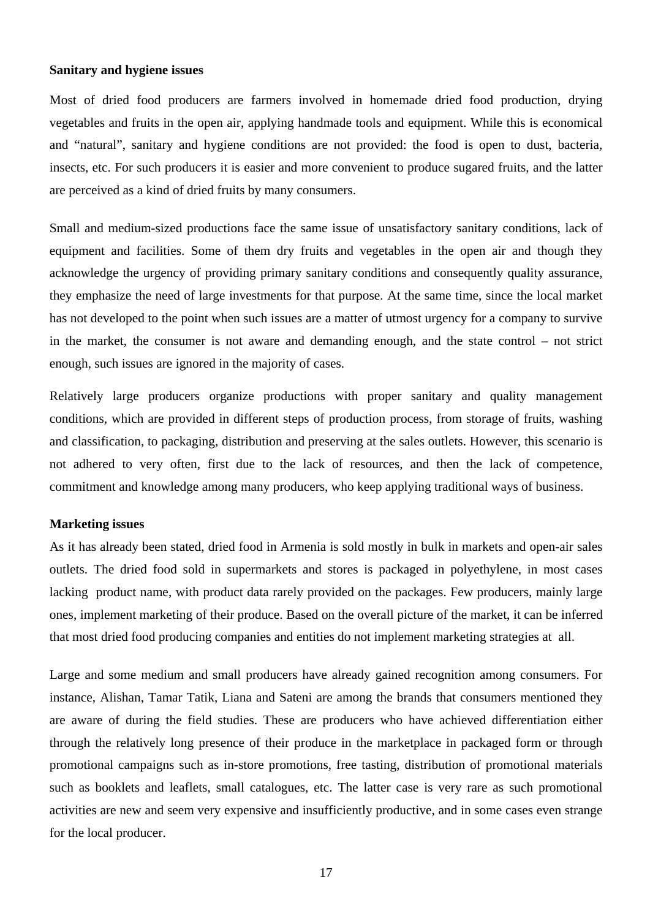**Sanitary and hygiene issues**

Most of dried food producers are farmers involved in homemade dried food production, drying vegetables and fruits in the open air, applying handmade tools and equipment. While this is economical and "natural", sanitary and hygiene conditions are not provided: the food is open to dust, bacteria, insects, etc. For such producers it is easier and more convenient to produce sugared fruits, and the latter are perceived as a kind of dried fruits by many consumers.

Small and medium-sized productions face the same issue of unsatisfactory sanitary conditions, lack of equipment and facilities. Some of them dry fruits and vegetables in the open air and though they acknowledge the urgency of providing primary sanitary conditions and consequently quality assurance, they emphasize the need of large investments for that purpose. At the same time, since the local market has not developed to the point when such issues are a matter of utmost urgency for a company to survive in the market, the consumer is not aware and demanding enough, and the state control – not strict enough, such issues are ignored in the majority of cases.

Relatively large producers organize productions with proper sanitary and quality management conditions, which are provided in different steps of production process, from storage of fruits, washing and classification, to packaging, distribution and preserving at the sales outlets. However, this scenario is not adhered to very often, first due to the lack of resources, and then the lack of competence, commitment and knowledge among many producers, who keep applying traditional ways of business.

**Marketing issues**

As it has already been stated, dried food in Armenia is sold mostly in bulk in markets and open-air sales outlets. The dried food sold in supermarkets and stores is packaged in polyethylene, in most cases lacking product name, with product data rarely provided on the packages. Few producers, mainly large ones, implement marketing of their produce. Based on the overall picture of the market, it can be inferred that most dried food producing companies and entities do not implement marketing strategies at all.

Large and some medium and small producers have already gained recognition among consumers. For instance, Alishan, Tamar Tatik, Liana and Sateni are among the brands that consumers mentioned they are aware of during the field studies. These are producers who have achieved differentiation either through the relatively long presence of their produce in the marketplace in packaged form or through promotional campaigns such as in-store promotions, free tasting, distribution of promotional materials such as booklets and leaflets, small catalogues, etc. The latter case is very rare as such promotional activities are new and seem very expensive and insufficiently productive, and in some cases even strange for the local producer.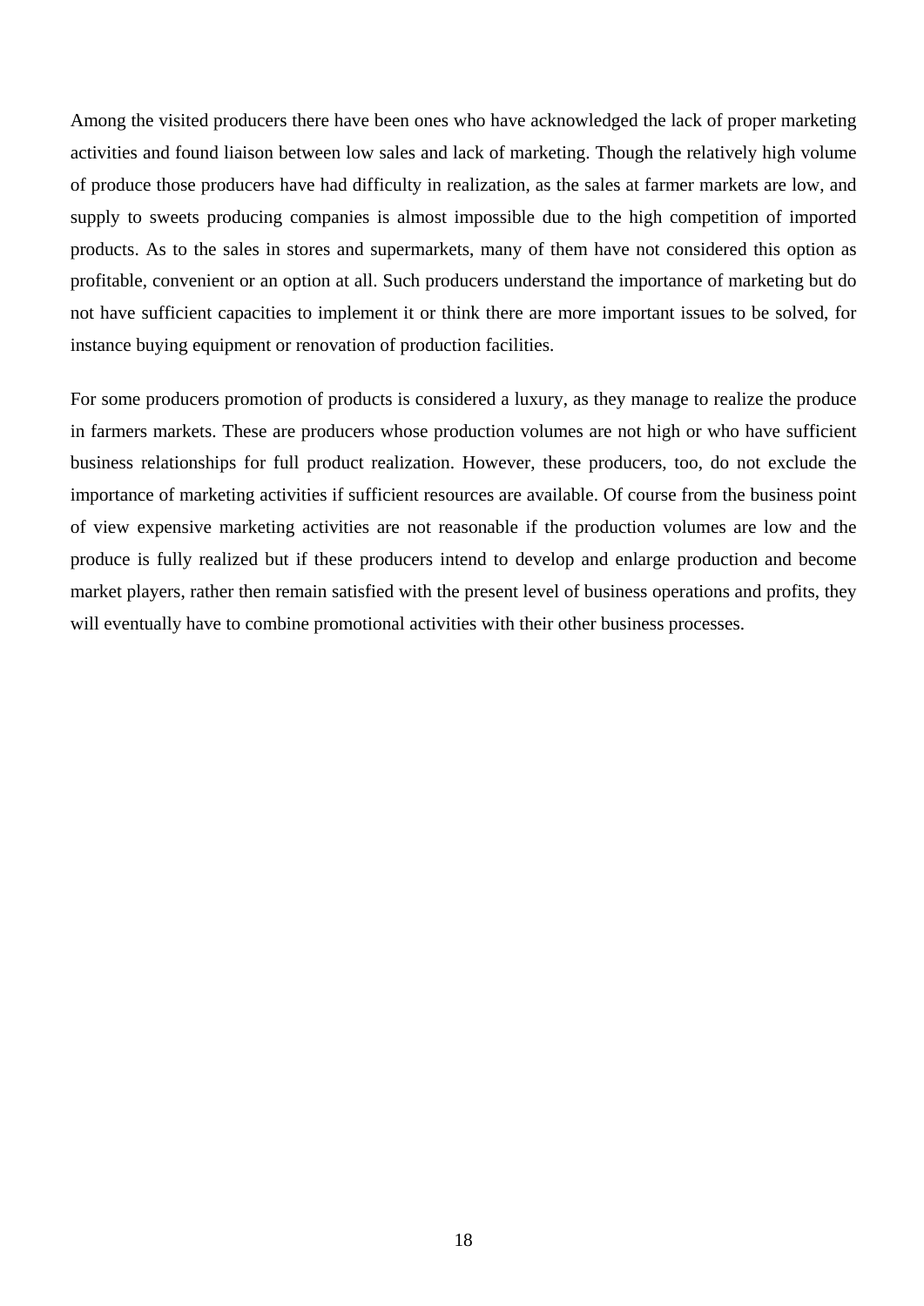Among the visited producers there have been ones who have acknowledged the lack of proper marketing activities and found liaison between low sales and lack of marketing. Though the relatively high volume of produce those producers have had difficulty in realization, as the sales at farmer markets are low, and supply to sweets producing companies is almost impossible due to the high competition of imported products. As to the sales in stores and supermarkets, many of them have not considered this option as profitable, convenient or an option at all. Such producers understand the importance of marketing but do not have sufficient capacities to implement it or think there are more important issues to be solved, for instance buying equipment or renovation of production facilities.

For some producers promotion of products is considered a luxury, as they manage to realize the produce in farmers markets. These are producers whose production volumes are not high or who have sufficient business relationships for full product realization. However, these producers, too, do not exclude the importance of marketing activities if sufficient resources are available. Of course from the business point of view expensive marketing activities are not reasonable if the production volumes are low and the produce is fully realized but if these producers intend to develop and enlarge production and become market players, rather then remain satisfied with the present level of business operations and profits, they will eventually have to combine promotional activities with their other business processes.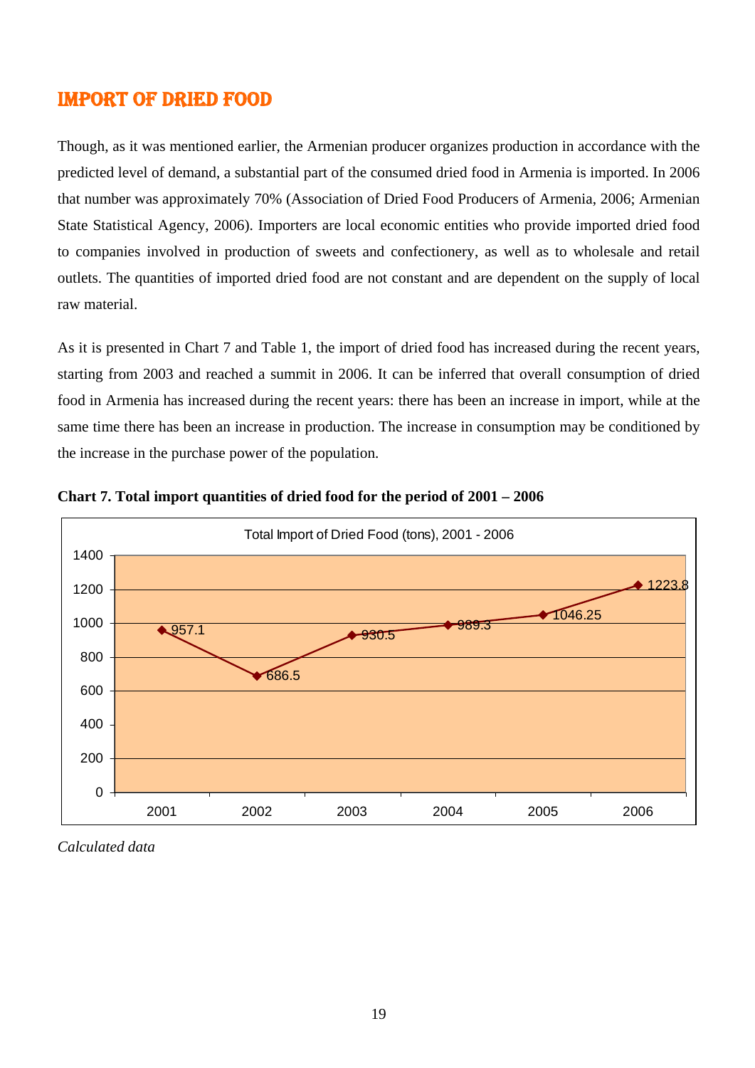# IMPORT OF DRIED FOOD

Though, as it was mentioned earlier, the Armenian producer organizes production in accordance with the predicted level of demand, a substantial part of the consumed dried food in Armenia is imported. In 2006 that number was approximately 70% (Association of Dried Food Producers of Armenia, 2006; Armenian State Statistical Agency, 2006). Importers are local economic entities who provide imported dried food to companies involved in production of sweets and confectionery, as well as to wholesale and retail outlets. The quantities of imported dried food are not constant and are dependent on the supply of local raw material.

As it is presented in Chart 7 and Table 1, the import of dried food has increased during the recent years, starting from 2003 and reached a summit in 2006. It can be inferred that overall consumption of dried food in Armenia has increased during the recent years: there has been an increase in import, while at the same time there has been an increase in production. The increase in consumption may be conditioned by the increase in the purchase power of the population.

**Chart 7. Total import quantities of dried food for the period of 2001 – 2006**

Total Import of Dried Food (tons), 2001 - 2006

| Year | Tons |
|---|---|
| 2001 | 957.1 |
| 2002 | 686.5 |
| 2003 | 930.5 |
| 2004 | 989.3 |
| 2005 | 1046.25 |
| 2006 | 1223.8 |

*Calculated data*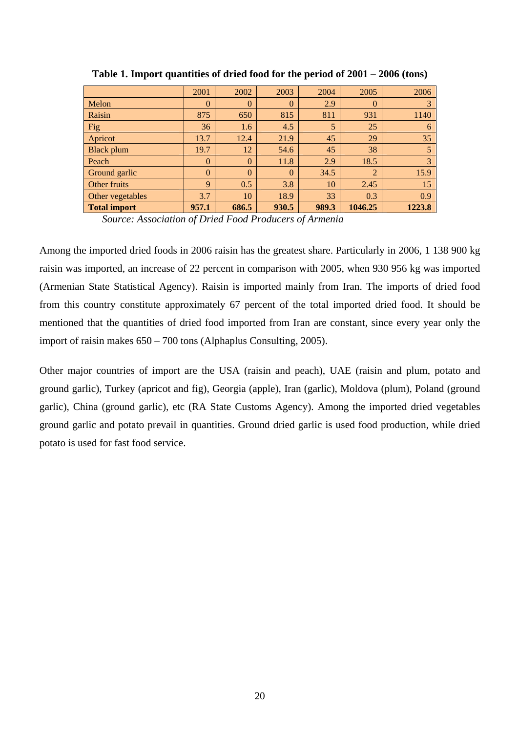**Table 1. Import quantities of dried food for the period of 2001 – 2006 (tons)**

| | 2001 | 2002 | 2003 | 2004 | 2005 | 2006 |
|---|---|---|---|---|---|---|
| Melon | 0 | 0 | 0 | 2.9 | 0 | 3 |
| Raisin | 875 | 650 | 815 | 811 | 931 | 1140 |
| Fig | 36 | 1.6 | 4.5 | 5 | 25 | 6 |
| Apricot | 13.7 | 12.4 | 21.9 | 45 | 29 | 35 |
| Black plum | 19.7 | 12 | 54.6 | 45 | 38 | 5 |
| Peach | 0 | 0 | 11.8 | 2.9 | 18.5 | 3 |
| Ground garlic | 0 | 0 | 0 | 34.5 | 2 | 15.9 |
| Other fruits | 9 | 0.5 | 3.8 | 10 | 2.45 | 15 |
| Other vegetables | 3.7 | 10 | 18.9 | 33 | 0.3 | 0.9 |
| **Total import** | **957.1** | **686.5** | **930.5** | **989.3** | **1046.25** | **1223.8** |

*Source: Association of Dried Food Producers of Armenia*

Among the imported dried foods in 2006 raisin has the greatest share. Particularly in 2006, 1 138 900 kg raisin was imported, an increase of 22 percent in comparison with 2005, when 930 956 kg was imported (Armenian State Statistical Agency). Raisin is imported mainly from Iran. The imports of dried food from this country constitute approximately 67 percent of the total imported dried food. It should be mentioned that the quantities of dried food imported from Iran are constant, since every year only the import of raisin makes 650 – 700 tons (Alphaplus Consulting, 2005).

Other major countries of import are the USA (raisin and peach), UAE (raisin and plum, potato and ground garlic), Turkey (apricot and fig), Georgia (apple), Iran (garlic), Moldova (plum), Poland (ground garlic), China (ground garlic), etc (RA State Customs Agency). Among the imported dried vegetables ground garlic and potato prevail in quantities. Ground dried garlic is used food production, while dried potato is used for fast food service.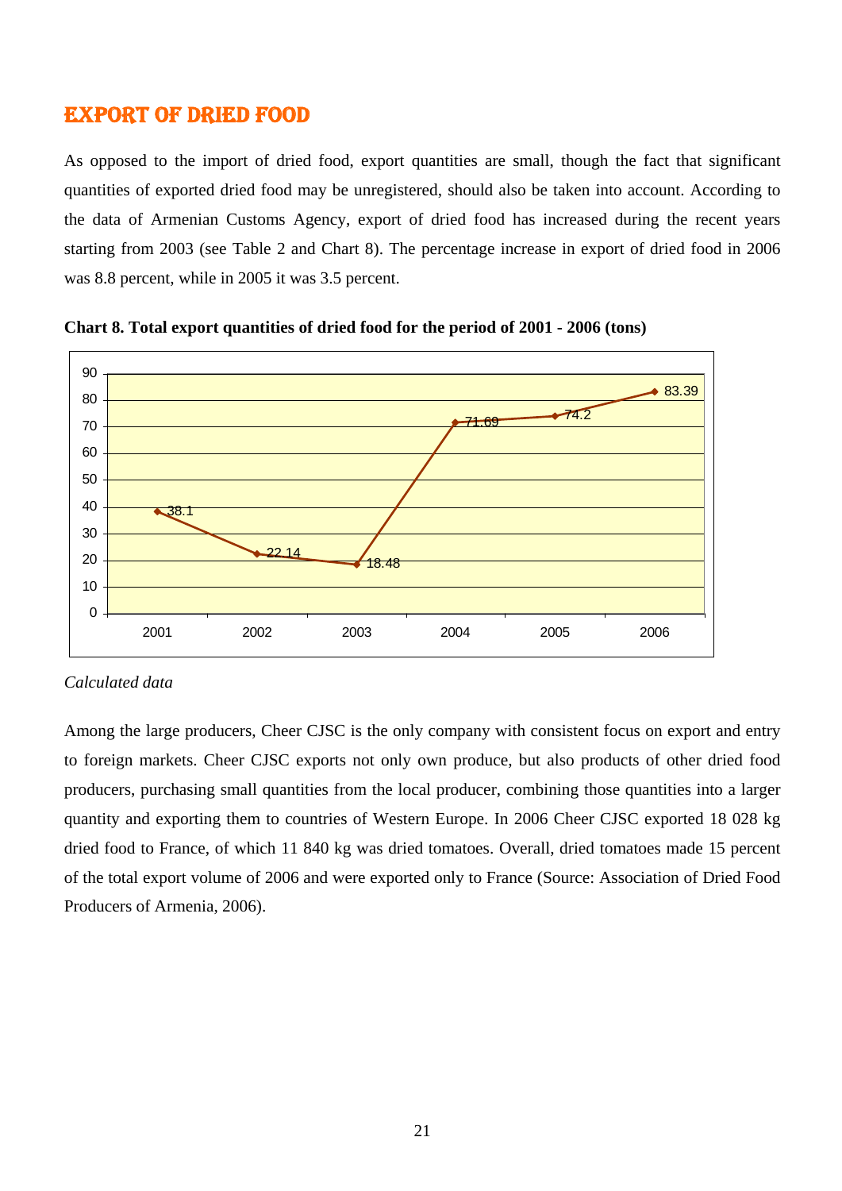# EXPORT OF DRIED FOOD

As opposed to the import of dried food, export quantities are small, though the fact that significant quantities of exported dried food may be unregistered, should also be taken into account. According to the data of Armenian Customs Agency, export of dried food has increased during the recent years starting from 2003 (see Table 2 and Chart 8). The percentage increase in export of dried food in 2006 was 8.8 percent, while in 2005 it was 3.5 percent.

**Chart 8. Total export quantities of dried food for the period of 2001 - 2006 (tons)**

| Year | Tons |
|---|---|
| 2001 | 38.1 |
| 2002 | 22.14 |
| 2003 | 18.48 |
| 2004 | 71.69 |
| 2005 | 74.2 |
| 2006 | 83.39 |

*Calculated data*

Among the large producers, Cheer CJSC is the only company with consistent focus on export and entry to foreign markets. Cheer CJSC exports not only own produce, but also products of other dried food producers, purchasing small quantities from the local producer, combining those quantities into a larger quantity and exporting them to countries of Western Europe. In 2006 Cheer CJSC exported 18 028 kg dried food to France, of which 11 840 kg was dried tomatoes. Overall, dried tomatoes made 15 percent of the total export volume of 2006 and were exported only to France (Source: Association of Dried Food Producers of Armenia, 2006).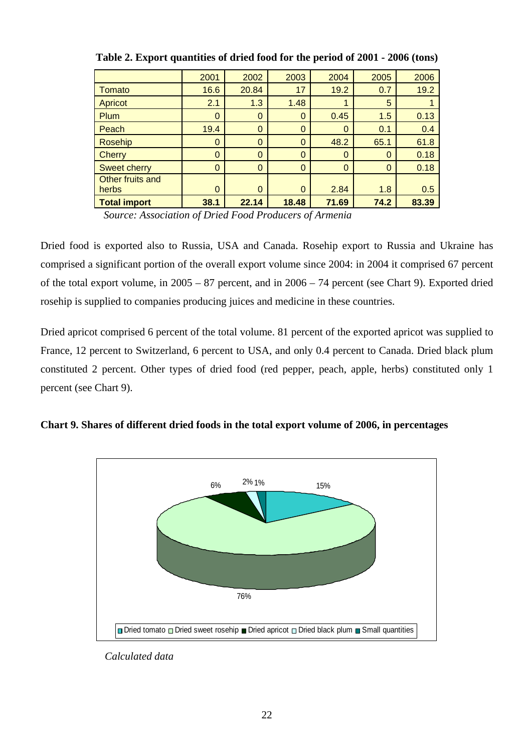**Table 2. Export quantities of dried food for the period of 2001 - 2006 (tons)**

| | 2001 | 2002 | 2003 | 2004 | 2005 | 2006 |
|---|---|---|---|---|---|---|
| Tomato | 16.6 | 20.84 | 17 | 19.2 | 0.7 | 19.2 |
| Apricot | 2.1 | 1.3 | 1.48 | 1 | 5 | 1 |
| Plum | 0 | 0 | 0 | 0.45 | 1.5 | 0.13 |
| Peach | 19.4 | 0 | 0 | 0 | 0.1 | 0.4 |
| Rosehip | 0 | 0 | 0 | 48.2 | 65.1 | 61.8 |
| Cherry | 0 | 0 | 0 | 0 | 0 | 0.18 |
| Sweet cherry | 0 | 0 | 0 | 0 | 0 | 0.18 |
| Other fruits and herbs | 0 | 0 | 0 | 2.84 | 1.8 | 0.5 |
| **Total import** | **38.1** | **22.14** | **18.48** | **71.69** | **74.2** | **83.39** |

*Source: Association of Dried Food Producers of Armenia*

Dried food is exported also to Russia, USA and Canada. Rosehip export to Russia and Ukraine has comprised a significant portion of the overall export volume since 2004: in 2004 it comprised 67 percent of the total export volume, in 2005 – 87 percent, and in 2006 – 74 percent (see Chart 9). Exported dried rosehip is supplied to companies producing juices and medicine in these countries.

Dried apricot comprised 6 percent of the total volume. 81 percent of the exported apricot was supplied to France, 12 percent to Switzerland, 6 percent to USA, and only 0.4 percent to Canada. Dried black plum constituted 2 percent. Other types of dried food (red pepper, peach, apple, herbs) constituted only 1 percent (see Chart 9).

**Chart 9. Shares of different dried foods in the total export volume of 2006, in percentages**

| Product | Share |
|---|---|
| Dried tomato | 15% |
| Dried sweet rosehip | 76% |
| Dried apricot | 6% |
| Dried black plum | 2% |
| Small quantities | 1% |

*Calculated data*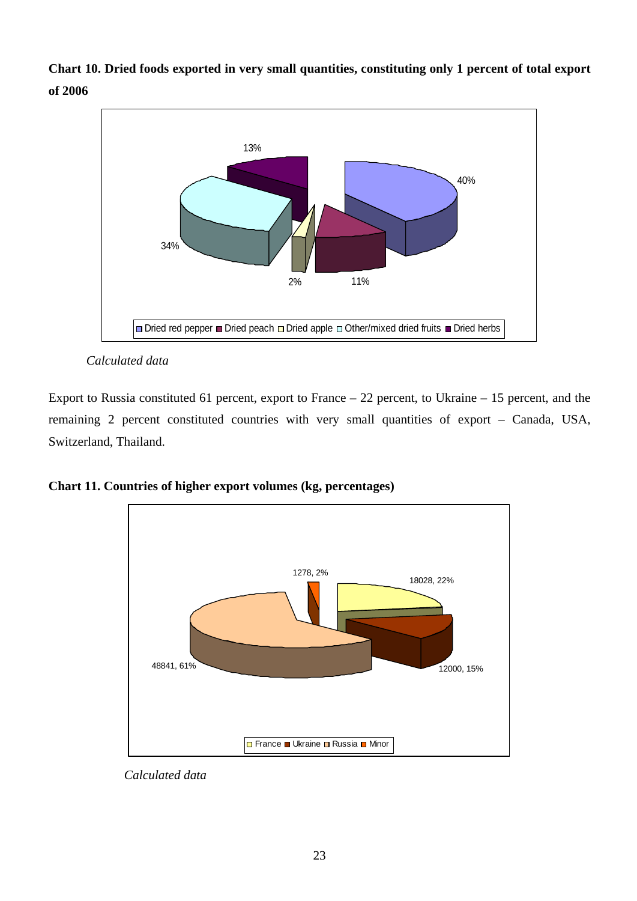**Chart 10. Dried foods exported in very small quantities, constituting only 1 percent of total export of 2006**

13%

40%

34%

2%

11%

Dried red pepper  Dried peach  Dried apple  Other/mixed dried fruits  Dried herbs

*Calculated data*

Export to Russia constituted 61 percent, export to France – 22 percent, to Ukraine – 15 percent, and the remaining 2 percent constituted countries with very small quantities of export – Canada, USA, Switzerland, Thailand.

**Chart 11. Countries of higher export volumes (kg, percentages)**

1278, 2%

18028, 22%

48841, 61%

12000, 15%

France  Ukraine  Russia  Minor

*Calculated data*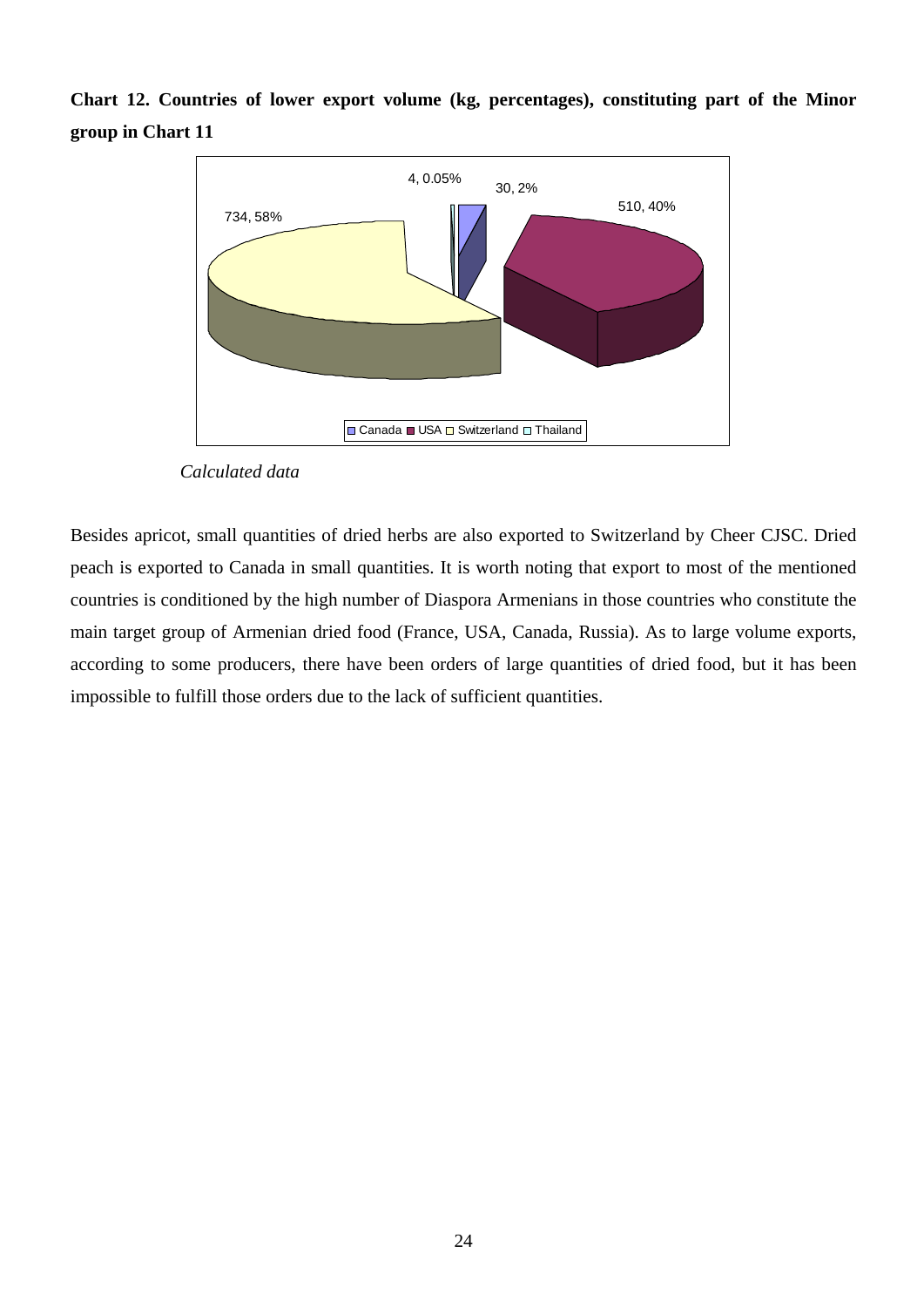**Chart 12. Countries of lower export volume (kg, percentages), constituting part of the Minor group in Chart 11**

4, 0.05%
30, 2%
510, 40%
734, 58%

Canada USA Switzerland Thailand

*Calculated data*

Besides apricot, small quantities of dried herbs are also exported to Switzerland by Cheer CJSC. Dried peach is exported to Canada in small quantities. It is worth noting that export to most of the mentioned countries is conditioned by the high number of Diaspora Armenians in those countries who constitute the main target group of Armenian dried food (France, USA, Canada, Russia). As to large volume exports, according to some producers, there have been orders of large quantities of dried food, but it has been impossible to fulfill those orders due to the lack of sufficient quantities.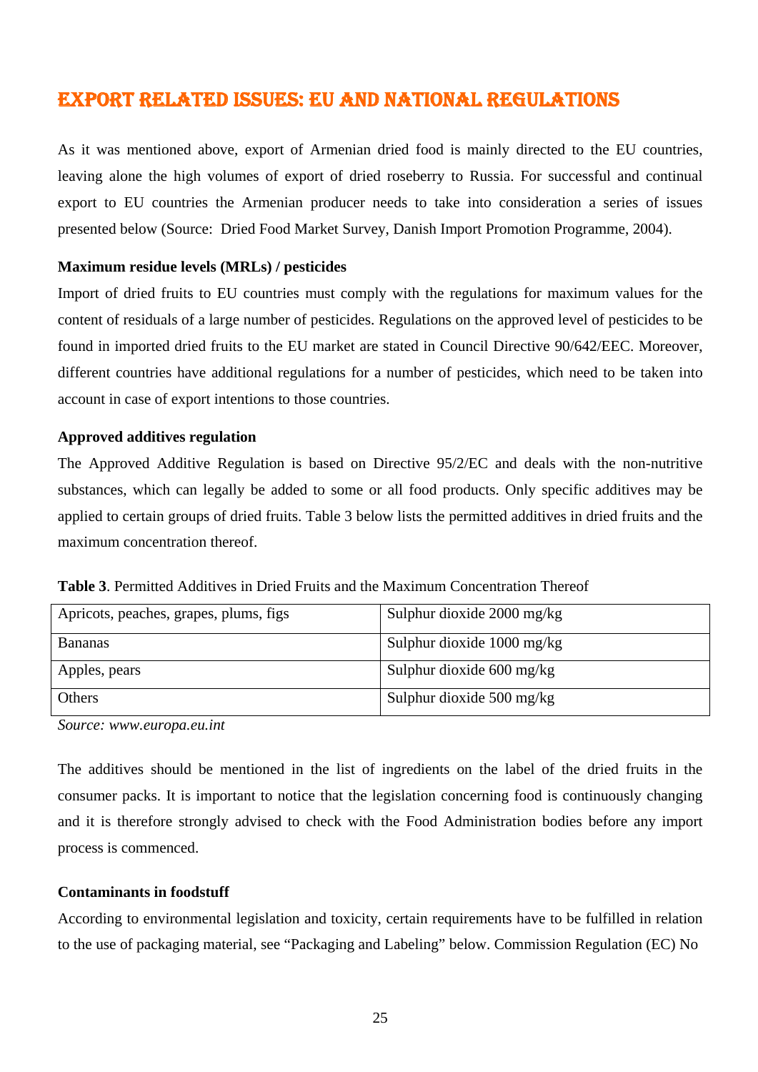## EXPORT RELATED ISSUES: EU AND NATIONAL REGULATIONS

As it was mentioned above, export of Armenian dried food is mainly directed to the EU countries, leaving alone the high volumes of export of dried roseberry to Russia. For successful and continual export to EU countries the Armenian producer needs to take into consideration a series of issues presented below (Source: Dried Food Market Survey, Danish Import Promotion Programme, 2004).

**Maximum residue levels (MRLs) / pesticides**

Import of dried fruits to EU countries must comply with the regulations for maximum values for the content of residuals of a large number of pesticides. Regulations on the approved level of pesticides to be found in imported dried fruits to the EU market are stated in Council Directive 90/642/EEC. Moreover, different countries have additional regulations for a number of pesticides, which need to be taken into account in case of export intentions to those countries.

**Approved additives regulation**

The Approved Additive Regulation is based on Directive 95/2/EC and deals with the non-nutritive substances, which can legally be added to some or all food products. Only specific additives may be applied to certain groups of dried fruits. Table 3 below lists the permitted additives in dried fruits and the maximum concentration thereof.

**Table 3**. Permitted Additives in Dried Fruits and the Maximum Concentration Thereof

| Apricots, peaches, grapes, plums, figs | Sulphur dioxide 2000 mg/kg |
|---|---|
| Bananas | Sulphur dioxide 1000 mg/kg |
| Apples, pears | Sulphur dioxide 600 mg/kg |
| Others | Sulphur dioxide 500 mg/kg |

*Source: www.europa.eu.int*

The additives should be mentioned in the list of ingredients on the label of the dried fruits in the consumer packs. It is important to notice that the legislation concerning food is continuously changing and it is therefore strongly advised to check with the Food Administration bodies before any import process is commenced.

**Contaminants in foodstuff**

According to environmental legislation and toxicity, certain requirements have to be fulfilled in relation to the use of packaging material, see "Packaging and Labeling" below. Commission Regulation (EC) No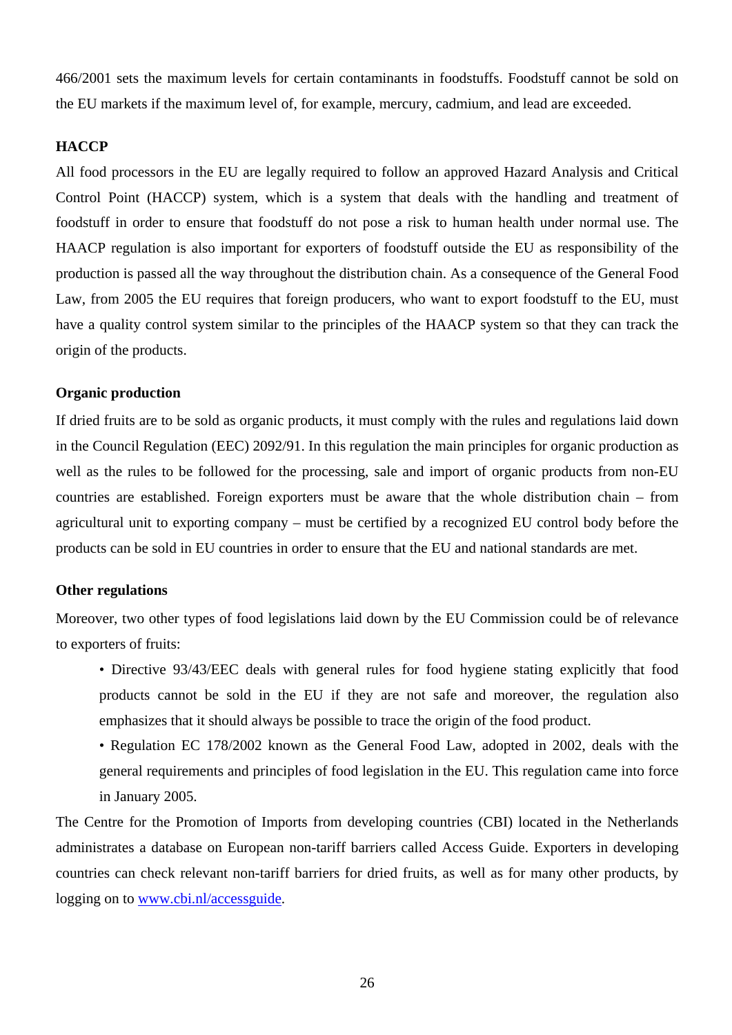466/2001 sets the maximum levels for certain contaminants in foodstuffs. Foodstuff cannot be sold on the EU markets if the maximum level of, for example, mercury, cadmium, and lead are exceeded.

**HACCP**

All food processors in the EU are legally required to follow an approved Hazard Analysis and Critical Control Point (HACCP) system, which is a system that deals with the handling and treatment of foodstuff in order to ensure that foodstuff do not pose a risk to human health under normal use. The HAACP regulation is also important for exporters of foodstuff outside the EU as responsibility of the production is passed all the way throughout the distribution chain. As a consequence of the General Food Law, from 2005 the EU requires that foreign producers, who want to export foodstuff to the EU, must have a quality control system similar to the principles of the HAACP system so that they can track the origin of the products.

**Organic production**

If dried fruits are to be sold as organic products, it must comply with the rules and regulations laid down in the Council Regulation (EEC) 2092/91. In this regulation the main principles for organic production as well as the rules to be followed for the processing, sale and import of organic products from non-EU countries are established. Foreign exporters must be aware that the whole distribution chain – from agricultural unit to exporting company – must be certified by a recognized EU control body before the products can be sold in EU countries in order to ensure that the EU and national standards are met.

**Other regulations**

Moreover, two other types of food legislations laid down by the EU Commission could be of relevance to exporters of fruits:

- Directive 93/43/EEC deals with general rules for food hygiene stating explicitly that food products cannot be sold in the EU if they are not safe and moreover, the regulation also emphasizes that it should always be possible to trace the origin of the food product.
- Regulation EC 178/2002 known as the General Food Law, adopted in 2002, deals with the general requirements and principles of food legislation in the EU. This regulation came into force in January 2005.

The Centre for the Promotion of Imports from developing countries (CBI) located in the Netherlands administrates a database on European non-tariff barriers called Access Guide. Exporters in developing countries can check relevant non-tariff barriers for dried fruits, as well as for many other products, by logging on to [www.cbi.nl/accessguide](http://www.cbi.nl/accessguide).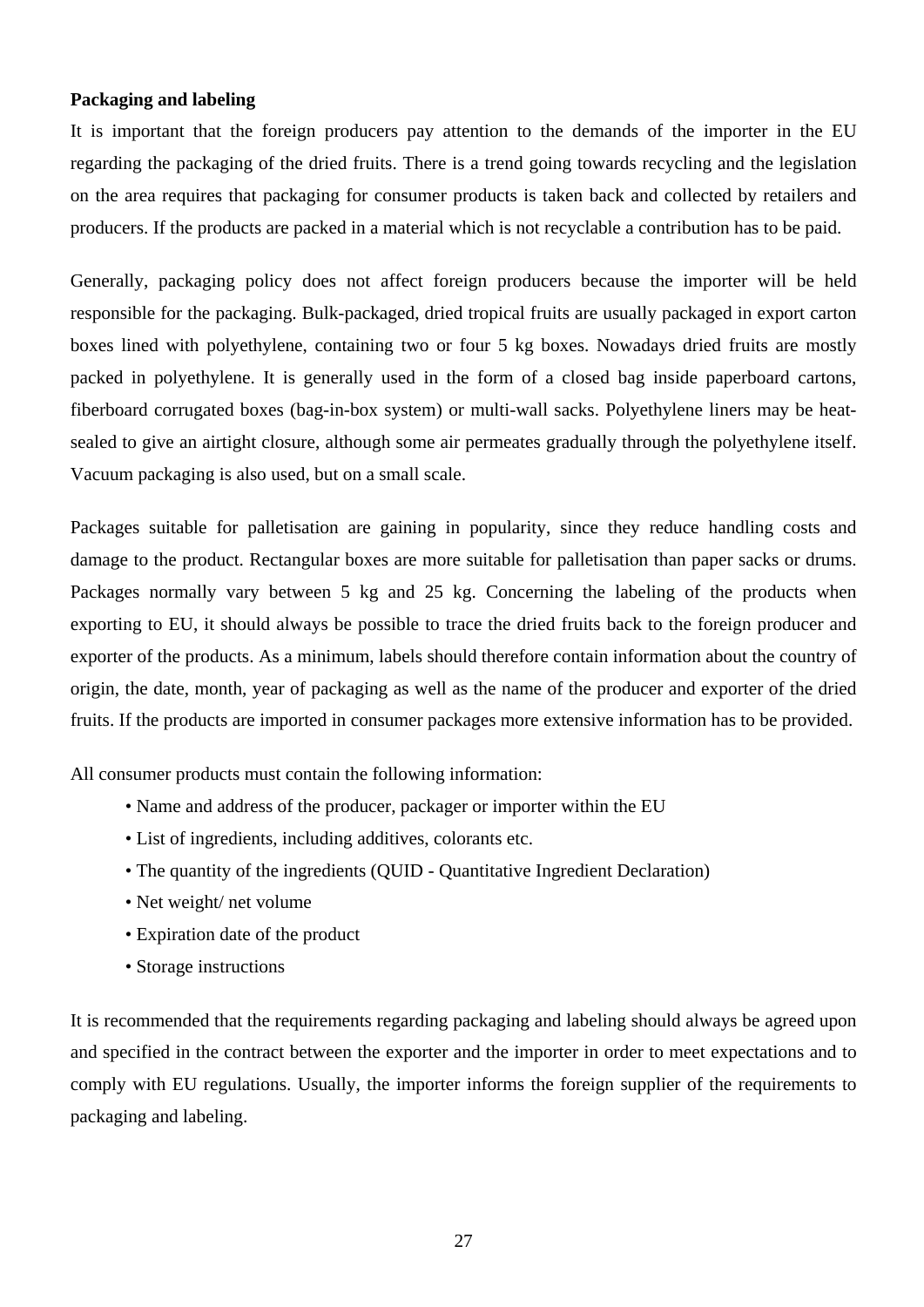**Packaging and labeling**

It is important that the foreign producers pay attention to the demands of the importer in the EU regarding the packaging of the dried fruits. There is a trend going towards recycling and the legislation on the area requires that packaging for consumer products is taken back and collected by retailers and producers. If the products are packed in a material which is not recyclable a contribution has to be paid.

Generally, packaging policy does not affect foreign producers because the importer will be held responsible for the packaging. Bulk-packaged, dried tropical fruits are usually packaged in export carton boxes lined with polyethylene, containing two or four 5 kg boxes. Nowadays dried fruits are mostly packed in polyethylene. It is generally used in the form of a closed bag inside paperboard cartons, fiberboard corrugated boxes (bag-in-box system) or multi-wall sacks. Polyethylene liners may be heat-sealed to give an airtight closure, although some air permeates gradually through the polyethylene itself. Vacuum packaging is also used, but on a small scale.

Packages suitable for palletisation are gaining in popularity, since they reduce handling costs and damage to the product. Rectangular boxes are more suitable for palletisation than paper sacks or drums. Packages normally vary between 5 kg and 25 kg. Concerning the labeling of the products when exporting to EU, it should always be possible to trace the dried fruits back to the foreign producer and exporter of the products. As a minimum, labels should therefore contain information about the country of origin, the date, month, year of packaging as well as the name of the producer and exporter of the dried fruits. If the products are imported in consumer packages more extensive information has to be provided.

All consumer products must contain the following information:

- Name and address of the producer, packager or importer within the EU
- List of ingredients, including additives, colorants etc.
- The quantity of the ingredients (QUID - Quantitative Ingredient Declaration)
- Net weight/ net volume
- Expiration date of the product
- Storage instructions

It is recommended that the requirements regarding packaging and labeling should always be agreed upon and specified in the contract between the exporter and the importer in order to meet expectations and to comply with EU regulations. Usually, the importer informs the foreign supplier of the requirements to packaging and labeling.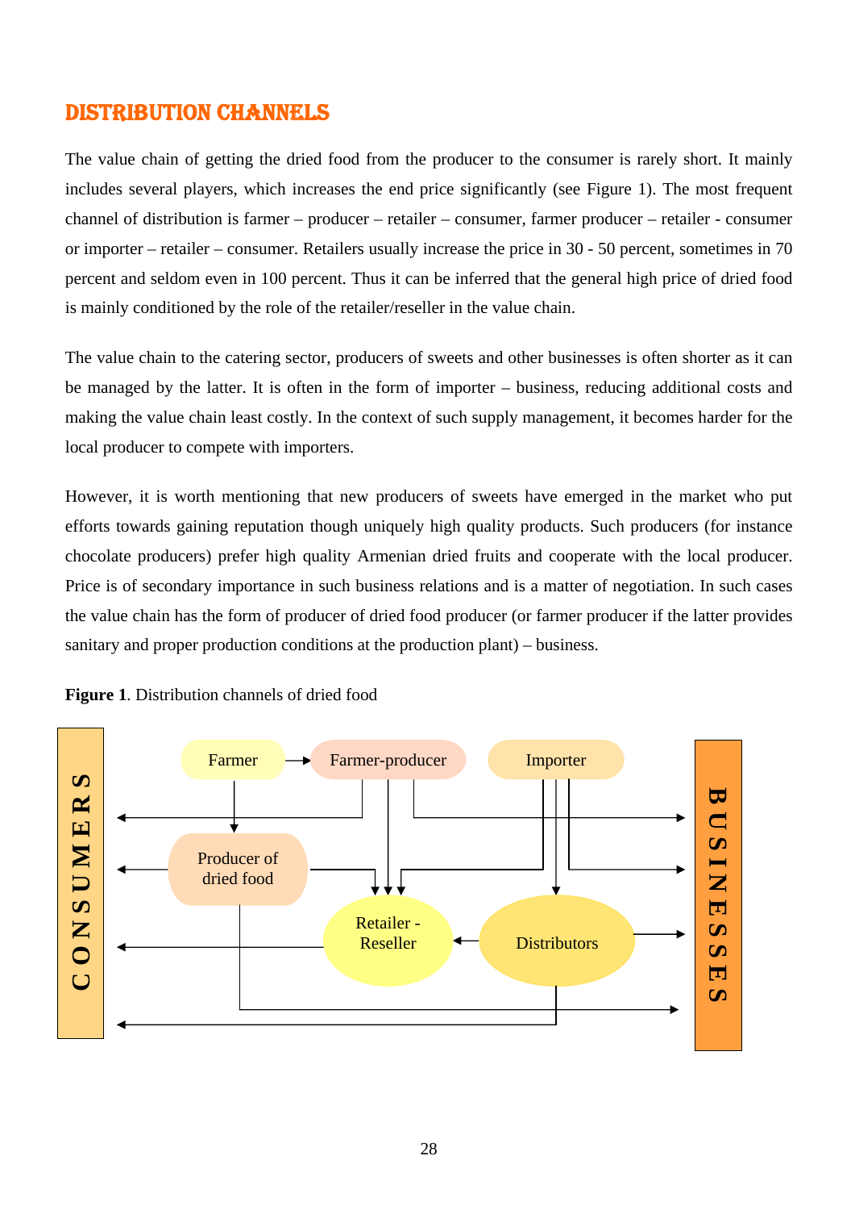## DISTRIBUTION CHANNELS

The value chain of getting the dried food from the producer to the consumer is rarely short. It mainly includes several players, which increases the end price significantly (see Figure 1). The most frequent channel of distribution is farmer – producer – retailer – consumer, farmer producer – retailer - consumer or importer – retailer – consumer. Retailers usually increase the price in 30 - 50 percent, sometimes in 70 percent and seldom even in 100 percent. Thus it can be inferred that the general high price of dried food is mainly conditioned by the role of the retailer/reseller in the value chain.

The value chain to the catering sector, producers of sweets and other businesses is often shorter as it can be managed by the latter. It is often in the form of importer – business, reducing additional costs and making the value chain least costly. In the context of such supply management, it becomes harder for the local producer to compete with importers.

However, it is worth mentioning that new producers of sweets have emerged in the market who put efforts towards gaining reputation though uniquely high quality products. Such producers (for instance chocolate producers) prefer high quality Armenian dried fruits and cooperate with the local producer. Price is of secondary importance in such business relations and is a matter of negotiation. In such cases the value chain has the form of producer of dried food producer (or farmer producer if the latter provides sanitary and proper production conditions at the production plant) – business.

**Figure 1**. Distribution channels of dried food

CONSUMERS | Farmer | Farmer-producer | Importer | Producer of dried food | Retailer - Reseller | Distributors | BUSINESSES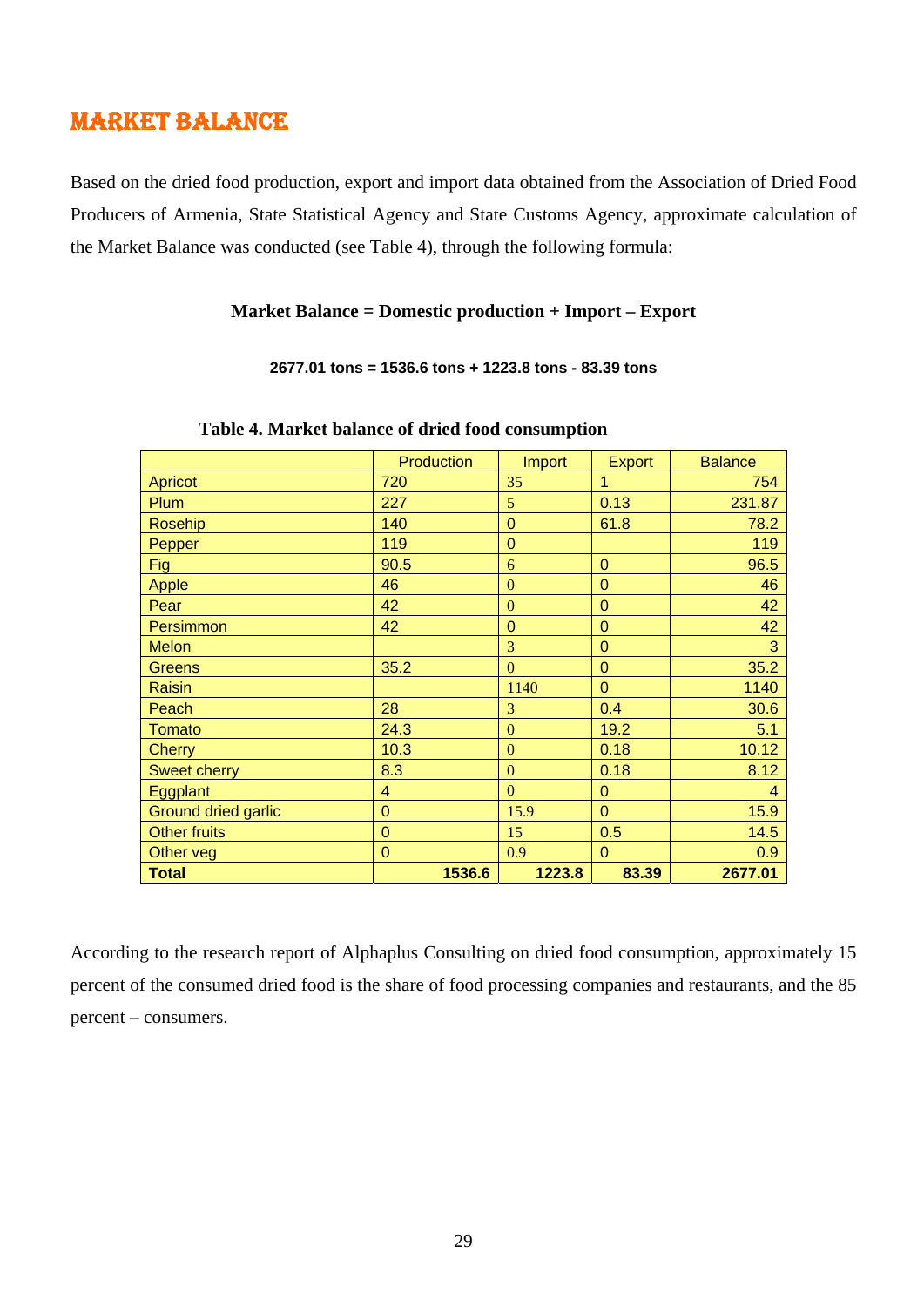## MARKET BALANCE

Based on the dried food production, export and import data obtained from the Association of Dried Food Producers of Armenia, State Statistical Agency and State Customs Agency, approximate calculation of the Market Balance was conducted (see Table 4), through the following formula:

**Market Balance = Domestic production + Import – Export**

**2677.01 tons = 1536.6 tons + 1223.8 tons - 83.39 tons**

**Table 4. Market balance of dried food consumption**

| | Production | Import | Export | Balance |
|---|---|---|---|---|
| Apricot | 720 | 35 | 1 | 754 |
| Plum | 227 | 5 | 0.13 | 231.87 |
| Rosehip | 140 | 0 | 61.8 | 78.2 |
| Pepper | 119 | 0 | | 119 |
| Fig | 90.5 | 6 | 0 | 96.5 |
| Apple | 46 | 0 | 0 | 46 |
| Pear | 42 | 0 | 0 | 42 |
| Persimmon | 42 | 0 | 0 | 42 |
| Melon | | 3 | 0 | 3 |
| Greens | 35.2 | 0 | 0 | 35.2 |
| Raisin | | 1140 | 0 | 1140 |
| Peach | 28 | 3 | 0.4 | 30.6 |
| Tomato | 24.3 | 0 | 19.2 | 5.1 |
| Cherry | 10.3 | 0 | 0.18 | 10.12 |
| Sweet cherry | 8.3 | 0 | 0.18 | 8.12 |
| Eggplant | 4 | 0 | 0 | 4 |
| Ground dried garlic | 0 | 15.9 | 0 | 15.9 |
| Other fruits | 0 | 15 | 0.5 | 14.5 |
| Other veg | 0 | 0.9 | 0 | 0.9 |
| **Total** | **1536.6** | **1223.8** | **83.39** | **2677.01** |

According to the research report of Alphaplus Consulting on dried food consumption, approximately 15 percent of the consumed dried food is the share of food processing companies and restaurants, and the 85 percent – consumers.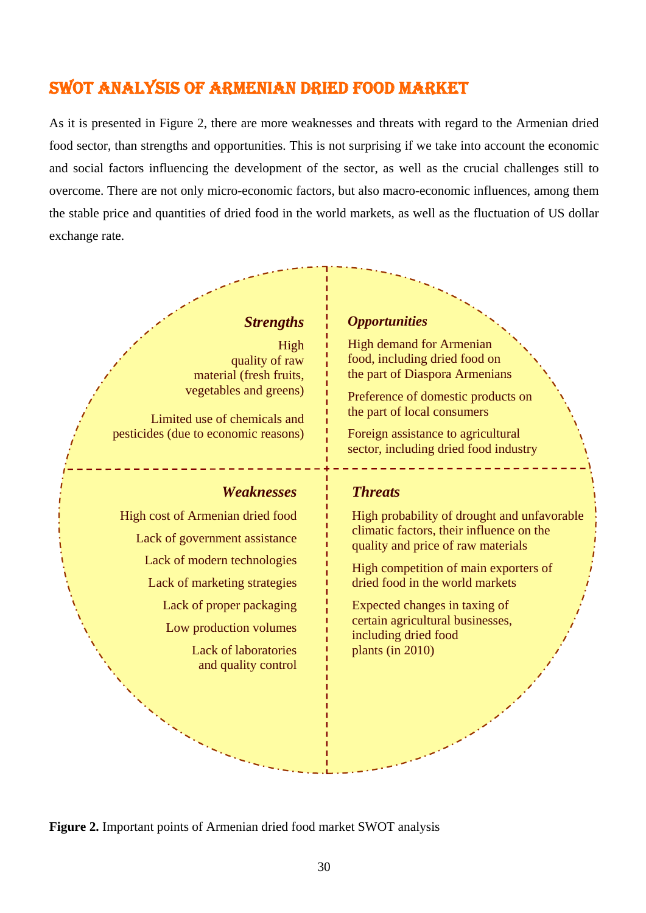## SWOT ANALYSIS OF ARMENIAN DRIED FOOD MARKET

As it is presented in Figure 2, there are more weaknesses and threats with regard to the Armenian dried food sector, than strengths and opportunities. This is not surprising if we take into account the economic and social factors influencing the development of the sector, as well as the crucial challenges still to overcome. There are not only micro-economic factors, but also macro-economic influences, among them the stable price and quantities of dried food in the world markets, as well as the fluctuation of US dollar exchange rate.

***Strengths***

- High quality of raw material (fresh fruits, vegetables and greens)
- Limited use of chemicals and pesticides (due to economic reasons)

***Opportunities***

- High demand for Armenian food, including dried food on the part of Diaspora Armenians
- Preference of domestic products on the part of local consumers
- Foreign assistance to agricultural sector, including dried food industry

***Weaknesses***

- High cost of Armenian dried food
- Lack of government assistance
- Lack of modern technologies
- Lack of marketing strategies
- Lack of proper packaging
- Low production volumes
- Lack of laboratories and quality control

***Threats***

- High probability of drought and unfavorable climatic factors, their influence on the quality and price of raw materials
- High competition of main exporters of dried food in the world markets
- Expected changes in taxing of certain agricultural businesses, including dried food plants (in 2010)

**Figure 2.** Important points of Armenian dried food market SWOT analysis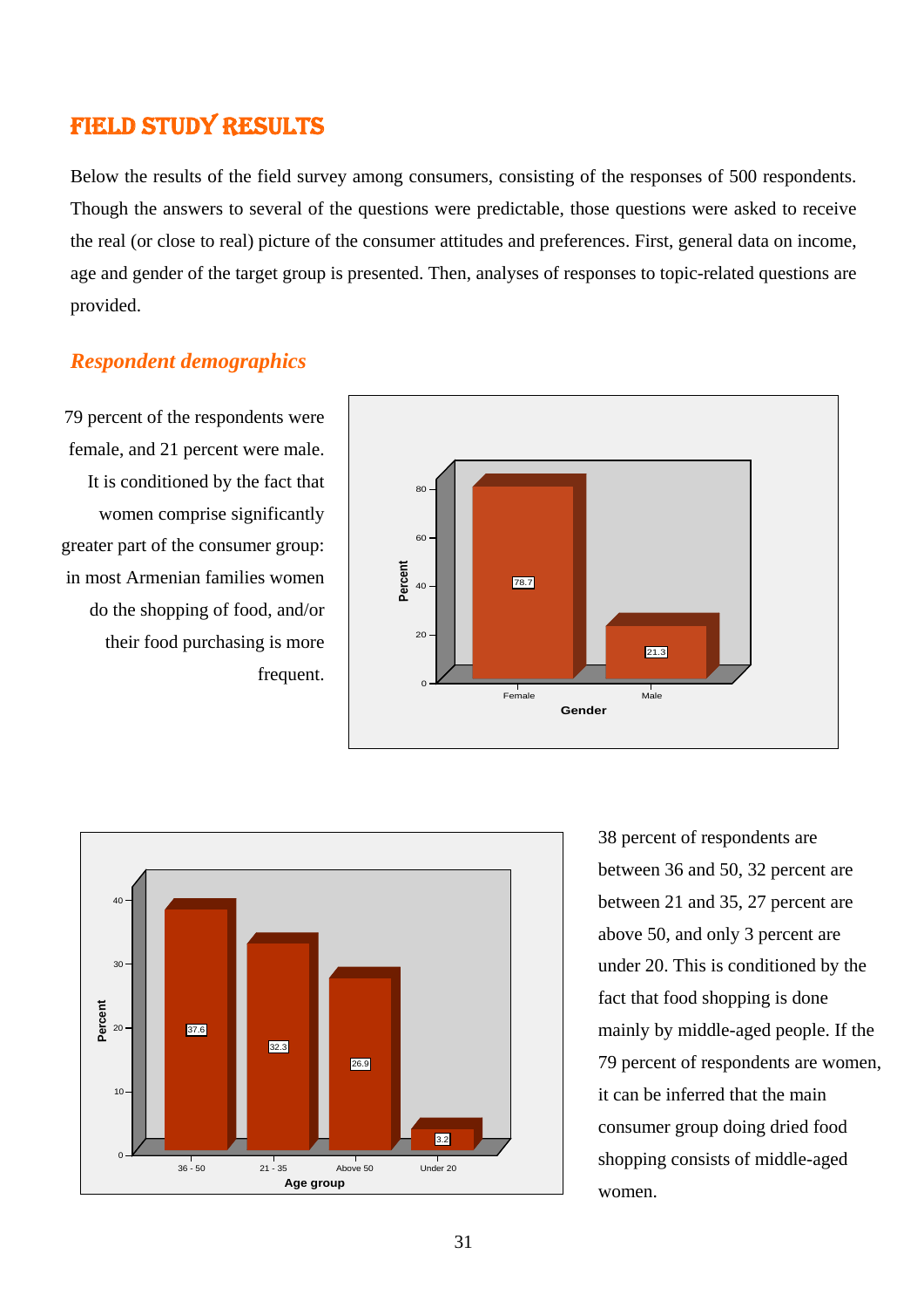## FIELD STUDY RESULTS

Below the results of the field survey among consumers, consisting of the responses of 500 respondents. Though the answers to several of the questions were predictable, those questions were asked to receive the real (or close to real) picture of the consumer attitudes and preferences. First, general data on income, age and gender of the target group is presented. Then, analyses of responses to topic-related questions are provided.

### *Respondent demographics*

79 percent of the respondents were female, and 21 percent were male. It is conditioned by the fact that women comprise significantly greater part of the consumer group: in most Armenian families women do the shopping of food, and/or their food purchasing is more frequent.

38 percent of respondents are between 36 and 50, 32 percent are between 21 and 35, 27 percent are above 50, and only 3 percent are under 20. This is conditioned by the fact that food shopping is done mainly by middle-aged people. If the 79 percent of respondents are women, it can be inferred that the main consumer group doing dried food shopping consists of middle-aged women.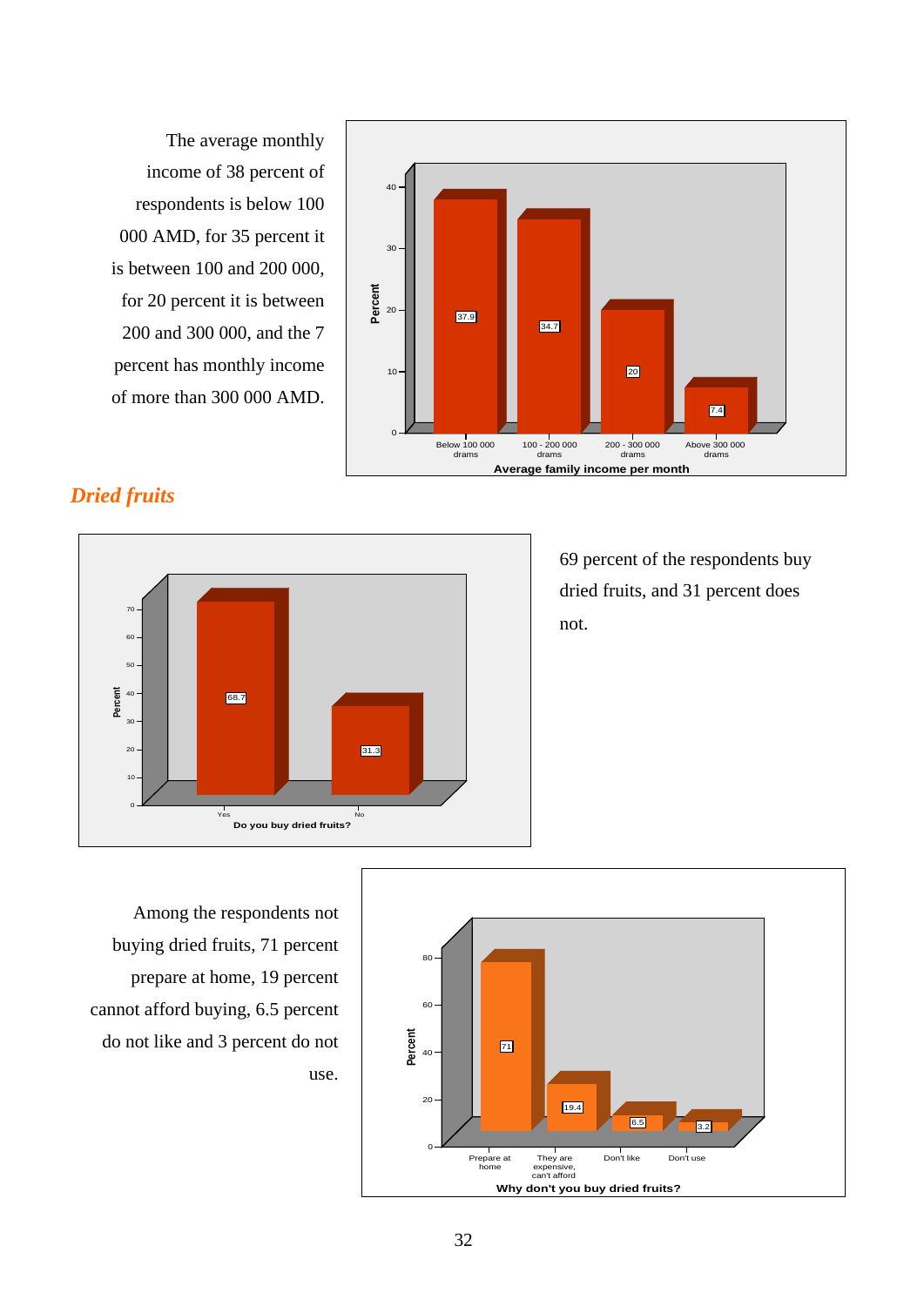The average monthly income of 38 percent of respondents is below 100 000 AMD, for 35 percent it is between 100 and 200 000, for 20 percent it is between 200 and 300 000, and the 7 percent has monthly income of more than 300 000 AMD.

## *Dried fruits*

69 percent of the respondents buy dried fruits, and 31 percent does not.

Among the respondents not buying dried fruits, 71 percent prepare at home, 19 percent cannot afford buying, 6.5 percent do not like and 3 percent do not use.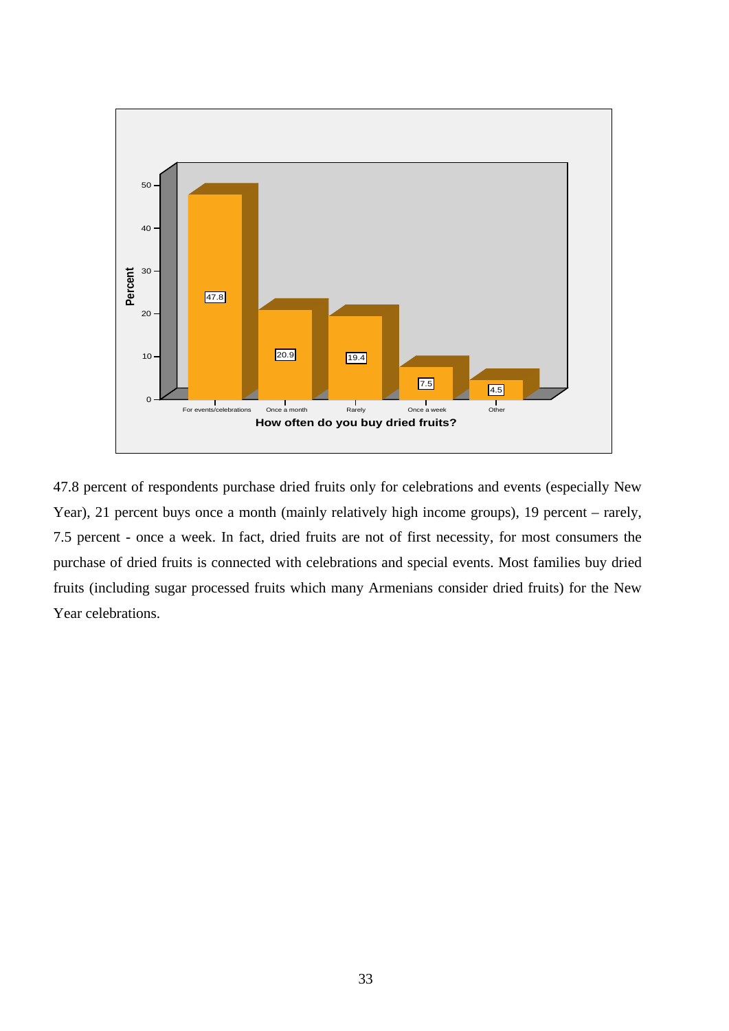| How often do you buy dried fruits? | Percent |
|---|---|
| For events/celebrations | 47.8 |
| Once a month | 20.9 |
| Rarely | 19.4 |
| Once a week | 7.5 |
| Other | 4.5 |

47.8 percent of respondents purchase dried fruits only for celebrations and events (especially New Year), 21 percent buys once a month (mainly relatively high income groups), 19 percent – rarely, 7.5 percent - once a week. In fact, dried fruits are not of first necessity, for most consumers the purchase of dried fruits is connected with celebrations and special events. Most families buy dried fruits (including sugar processed fruits which many Armenians consider dried fruits) for the New Year celebrations.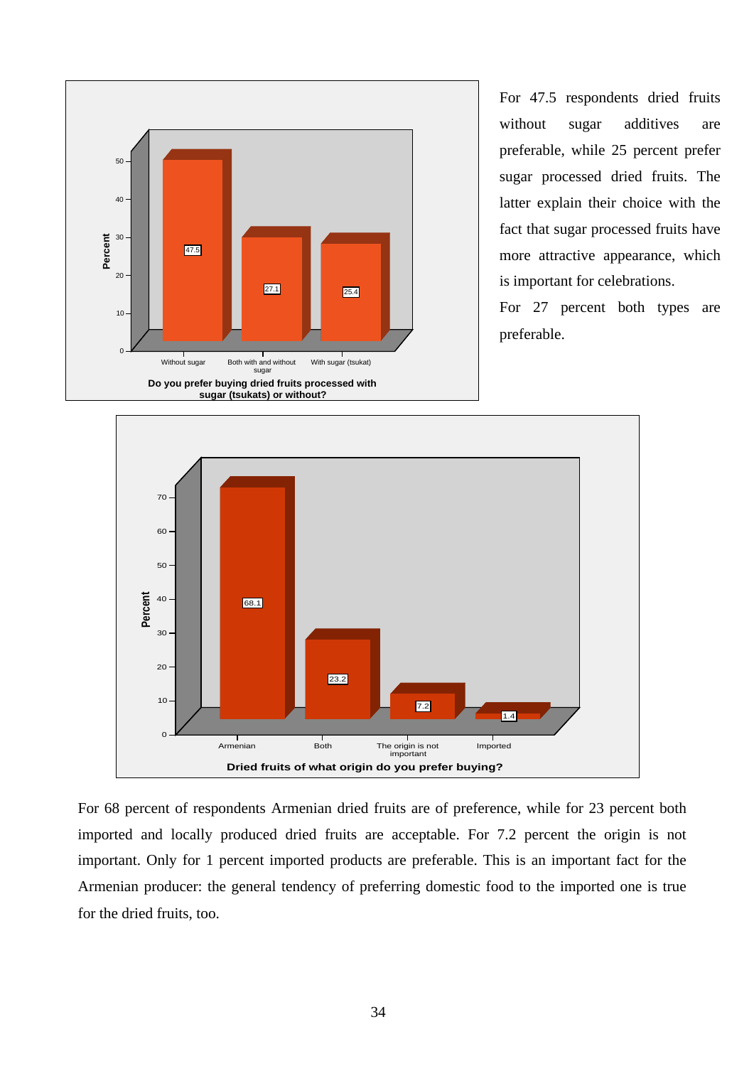For 47.5 respondents dried fruits without sugar additives are preferable, while 25 percent prefer sugar processed dried fruits. The latter explain their choice with the fact that sugar processed fruits have more attractive appearance, which is important for celebrations.

For 27 percent both types are preferable.

For 68 percent of respondents Armenian dried fruits are of preference, while for 23 percent both imported and locally produced dried fruits are acceptable. For 7.2 percent the origin is not important. Only for 1 percent imported products are preferable. This is an important fact for the Armenian producer: the general tendency of preferring domestic food to the imported one is true for the dried fruits, too.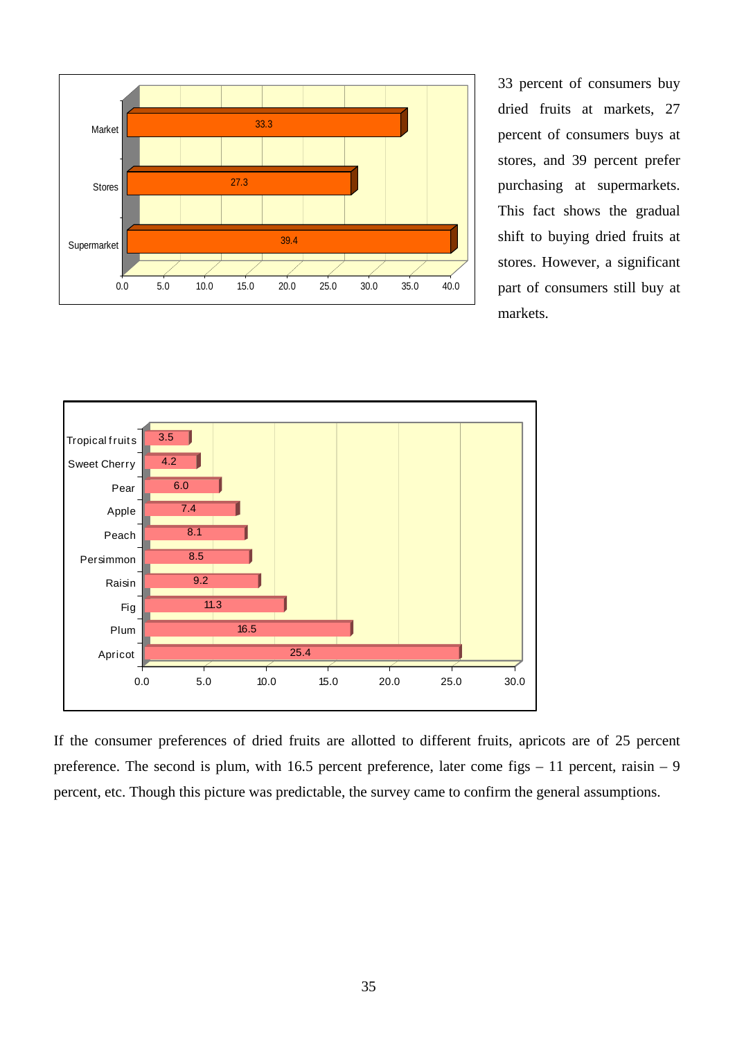| | |
|---|---|
| Market | 33.3 |
| Stores | 27.3 |
| Supermarket | 39.4 |

33 percent of consumers buy dried fruits at markets, 27 percent of consumers buys at stores, and 39 percent prefer purchasing at supermarkets. This fact shows the gradual shift to buying dried fruits at stores. However, a significant part of consumers still buy at markets.

| | |
|---|---|
| Tropical fruits | 3.5 |
| Sweet Cherry | 4.2 |
| Pear | 6.0 |
| Apple | 7.4 |
| Peach | 8.1 |
| Persimmon | 8.5 |
| Raisin | 9.2 |
| Fig | 11.3 |
| Plum | 16.5 |
| Apricot | 25.4 |

If the consumer preferences of dried fruits are allotted to different fruits, apricots are of 25 percent preference. The second is plum, with 16.5 percent preference, later come figs – 11 percent, raisin – 9 percent, etc. Though this picture was predictable, the survey came to confirm the general assumptions.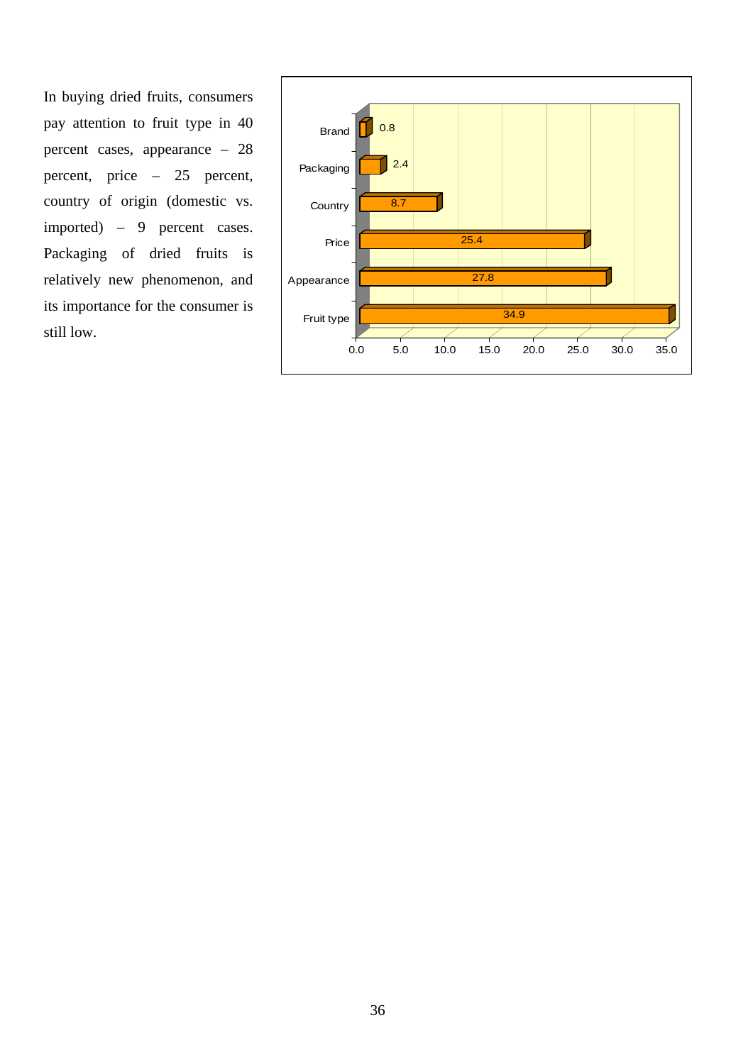In buying dried fruits, consumers pay attention to fruit type in 40 percent cases, appearance – 28 percent, price – 25 percent, country of origin (domestic vs. imported) – 9 percent cases. Packaging of dried fruits is relatively new phenomenon, and its importance for the consumer is still low.

| Factor | Value |
|---|---|
| Brand | 0.8 |
| Packaging | 2.4 |
| Country | 8.7 |
| Price | 25.4 |
| Appearance | 27.8 |
| Fruit type | 34.9 |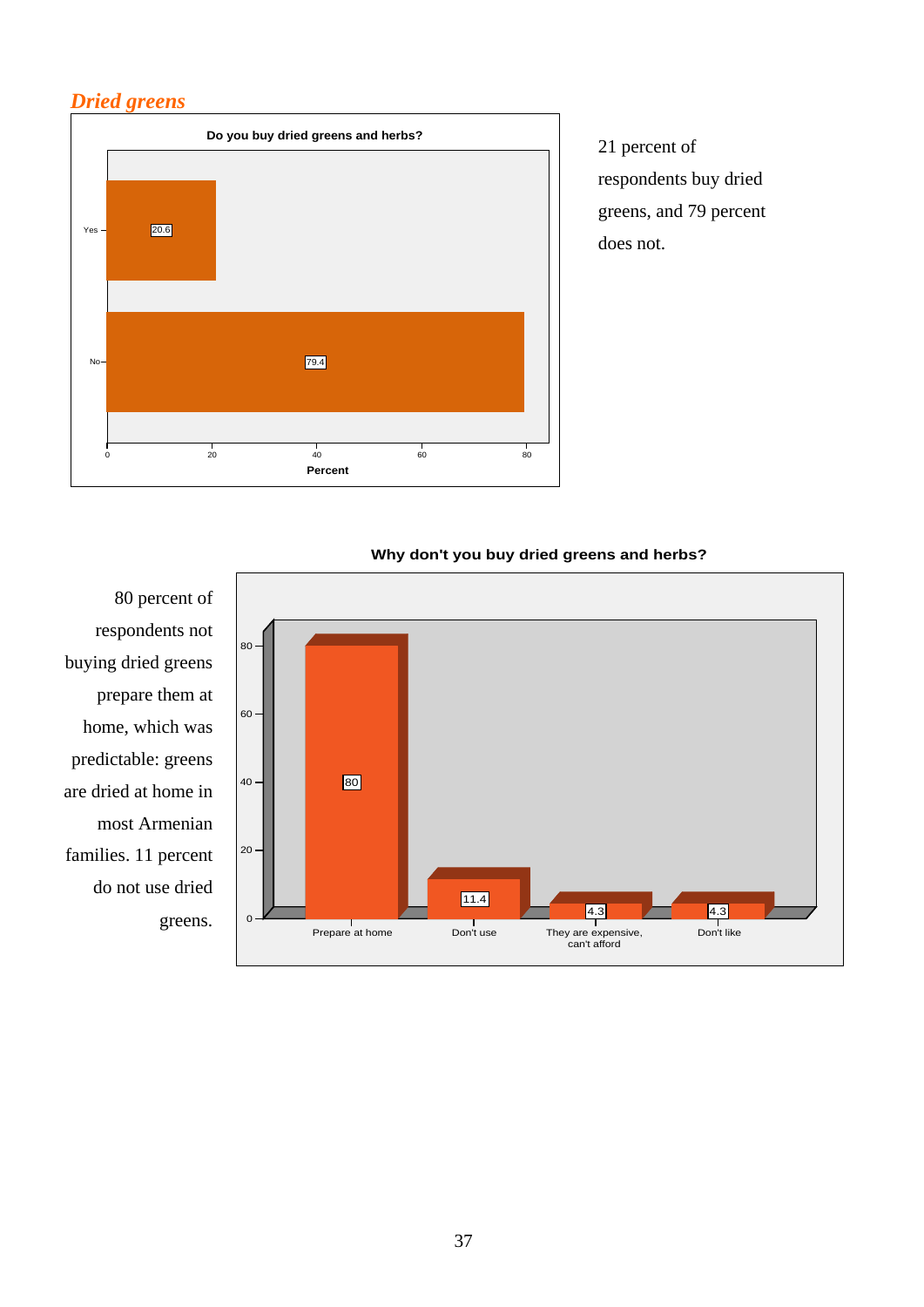## *Dried greens*

**Do you buy dried greens and herbs?**

| Answer | Percent |
|---|---|
| Yes | 20.6 |
| No | 79.4 |

21 percent of respondents buy dried greens, and 79 percent does not.

**Why don't you buy dried greens and herbs?**

| Reason | Percent |
|---|---|
| Prepare at home | 80 |
| Don't use | 11.4 |
| They are expensive, can't afford | 4.3 |
| Don't like | 4.3 |

80 percent of respondents not buying dried greens prepare them at home, which was predictable: greens are dried at home in most Armenian families. 11 percent do not use dried greens.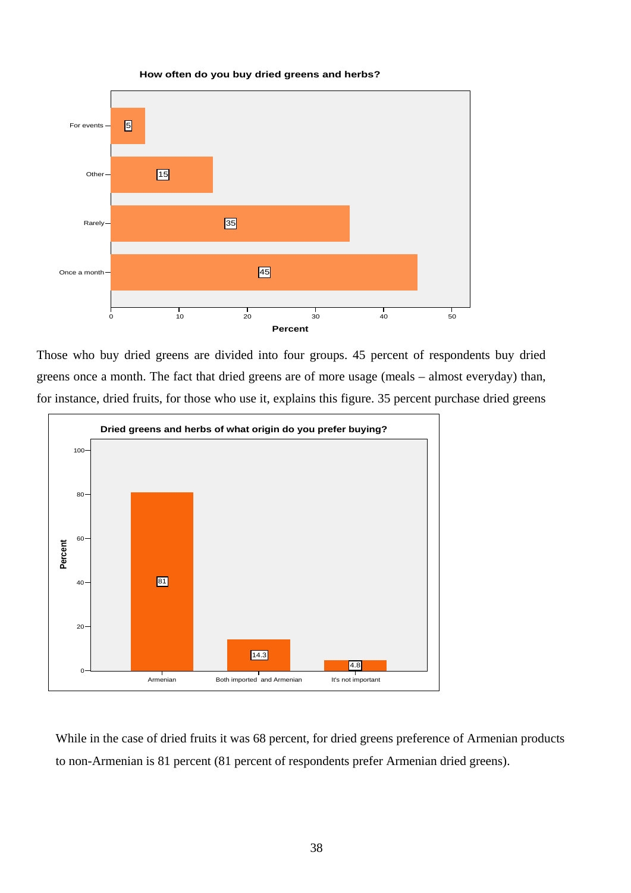**How often do you buy dried greens and herbs?**

| | Percent |
|---|---|
| For events | 5 |
| Other | 15 |
| Rarely | 35 |
| Once a month | 45 |

Those who buy dried greens are divided into four groups. 45 percent of respondents buy dried greens once a month. The fact that dried greens are of more usage (meals – almost everyday) than, for instance, dried fruits, for those who use it, explains this figure. 35 percent purchase dried greens

**Dried greens and herbs of what origin do you prefer buying?**

| | Percent |
|---|---|
| Armenian | 81 |
| Both imported and Armenian | 14.3 |
| It's not important | 4.8 |

While in the case of dried fruits it was 68 percent, for dried greens preference of Armenian products to non-Armenian is 81 percent (81 percent of respondents prefer Armenian dried greens).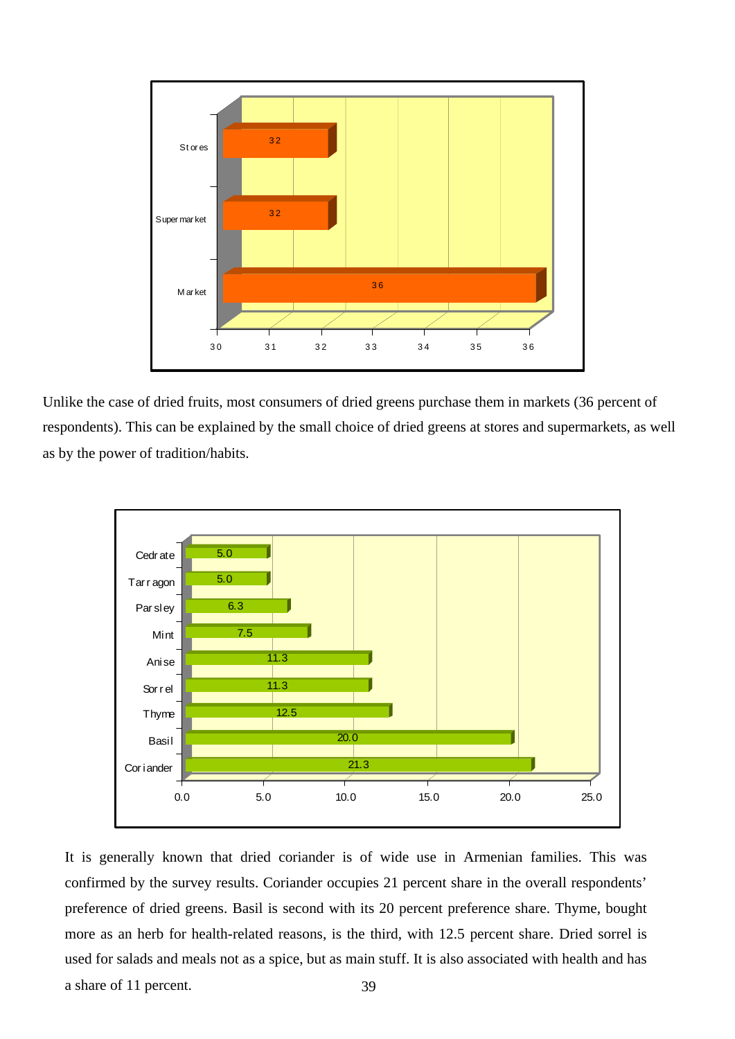| Place of purchase | Percent |
| --- | --- |
| Stores | 32 |
| Supermarket | 32 |
| Market | 36 |

Unlike the case of dried fruits, most consumers of dried greens purchase them in markets (36 percent of respondents). This can be explained by the small choice of dried greens at stores and supermarkets, as well as by the power of tradition/habits.

| Dried green | Percent |
| --- | --- |
| Cedrate | 5.0 |
| Tarragon | 5.0 |
| Parsley | 6.3 |
| Mint | 7.5 |
| Anise | 11.3 |
| Sorrel | 11.3 |
| Thyme | 12.5 |
| Basil | 20.0 |
| Coriander | 21.3 |

It is generally known that dried coriander is of wide use in Armenian families. This was confirmed by the survey results. Coriander occupies 21 percent share in the overall respondents' preference of dried greens. Basil is second with its 20 percent preference share. Thyme, bought more as an herb for health-related reasons, is the third, with 12.5 percent share. Dried sorrel is used for salads and meals not as a spice, but as main stuff. It is also associated with health and has a share of 11 percent.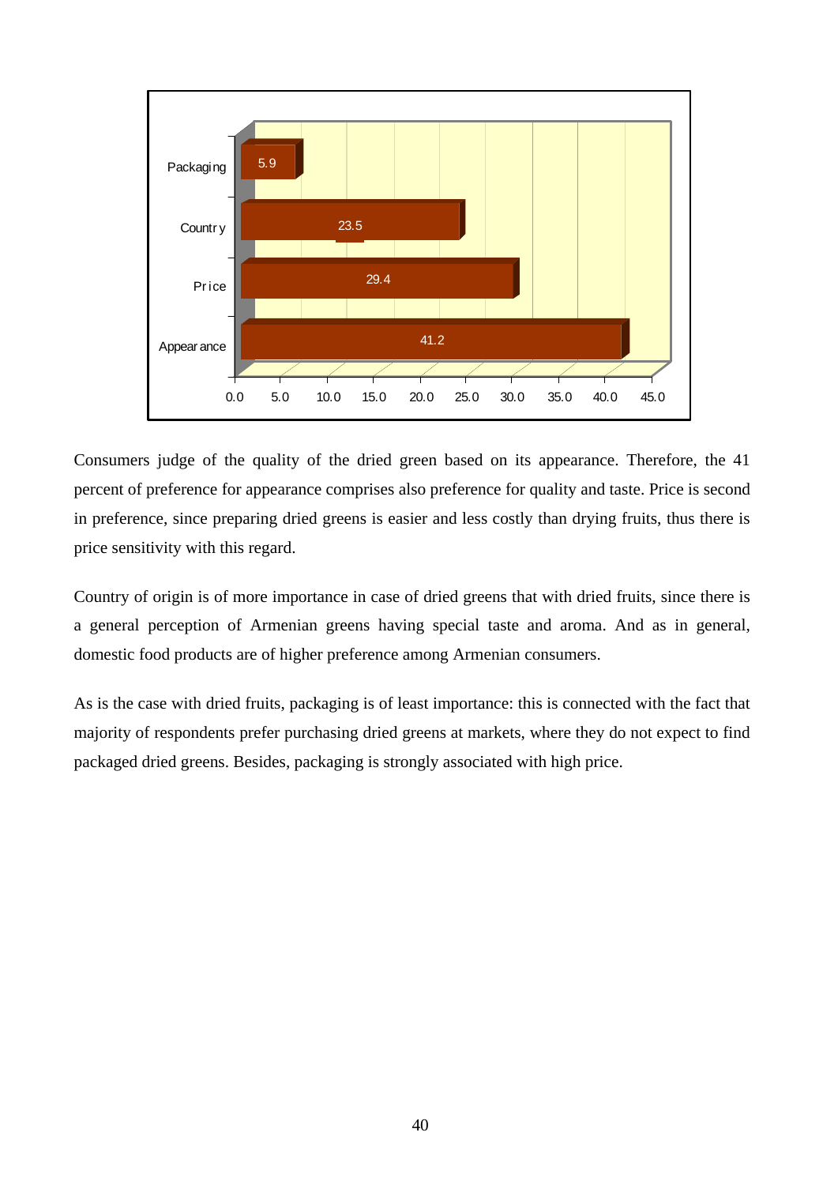| Factor | Value |
|---|---|
| Packaging | 5.9 |
| Country | 23.5 |
| Price | 29.4 |
| Appearance | 41.2 |

Consumers judge of the quality of the dried green based on its appearance. Therefore, the 41 percent of preference for appearance comprises also preference for quality and taste. Price is second in preference, since preparing dried greens is easier and less costly than drying fruits, thus there is price sensitivity with this regard.

Country of origin is of more importance in case of dried greens that with dried fruits, since there is a general perception of Armenian greens having special taste and aroma. And as in general, domestic food products are of higher preference among Armenian consumers.

As is the case with dried fruits, packaging is of least importance: this is connected with the fact that majority of respondents prefer purchasing dried greens at markets, where they do not expect to find packaged dried greens. Besides, packaging is strongly associated with high price.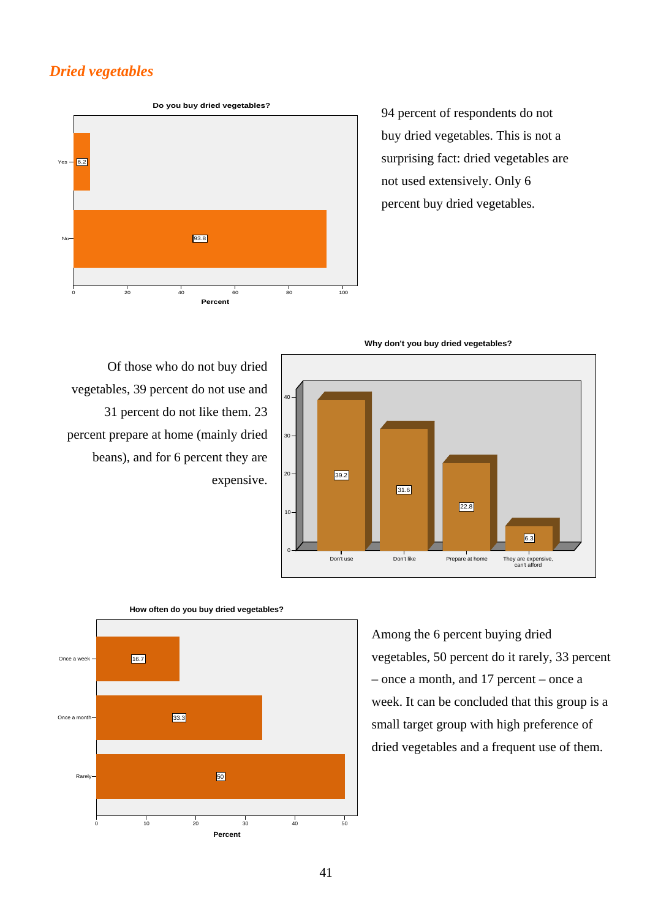## *Dried vegetables*

**Do you buy dried vegetables?**

| Answer | Percent |
|---|---|
| Yes | 6.2 |
| No | 93.8 |

94 percent of respondents do not buy dried vegetables. This is not a surprising fact: dried vegetables are not used extensively. Only 6 percent buy dried vegetables.

**Why don't you buy dried vegetables?**

| Reason | Percent |
|---|---|
| Don't use | 39.2 |
| Don't like | 31.6 |
| Prepare at home | 22.8 |
| They are expensive, can't afford | 6.3 |

Of those who do not buy dried vegetables, 39 percent do not use and 31 percent do not like them. 23 percent prepare at home (mainly dried beans), and for 6 percent they are expensive.

**How often do you buy dried vegetables?**

| Frequency | Percent |
|---|---|
| Once a week | 16.7 |
| Once a month | 33.3 |
| Rarely | 50 |

Among the 6 percent buying dried vegetables, 50 percent do it rarely, 33 percent – once a month, and 17 percent – once a week. It can be concluded that this group is a small target group with high preference of dried vegetables and a frequent use of them.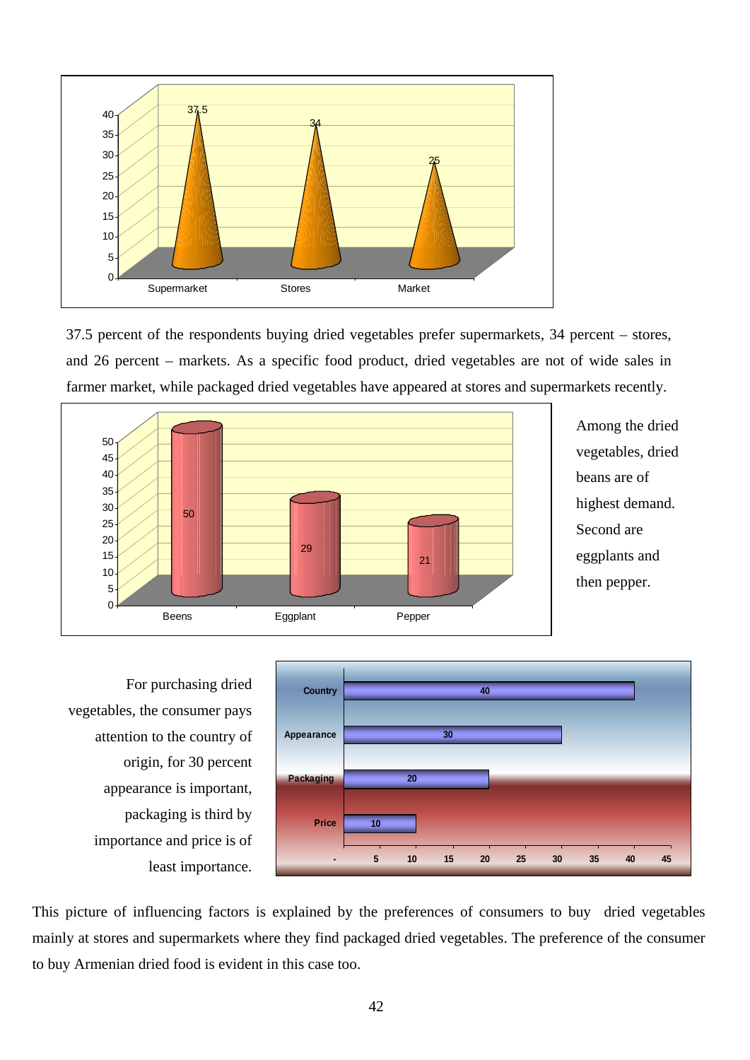37.5 percent of the respondents buying dried vegetables prefer supermarkets, 34 percent – stores, and 26 percent – markets. As a specific food product, dried vegetables are not of wide sales in farmer market, while packaged dried vegetables have appeared at stores and supermarkets recently.

Among the dried vegetables, dried beans are of highest demand. Second are eggplants and then pepper.

For purchasing dried vegetables, the consumer pays attention to the country of origin, for 30 percent appearance is important, packaging is third by importance and price is of least importance.

This picture of influencing factors is explained by the preferences of consumers to buy dried vegetables mainly at stores and supermarkets where they find packaged dried vegetables. The preference of the consumer to buy Armenian dried food is evident in this case too.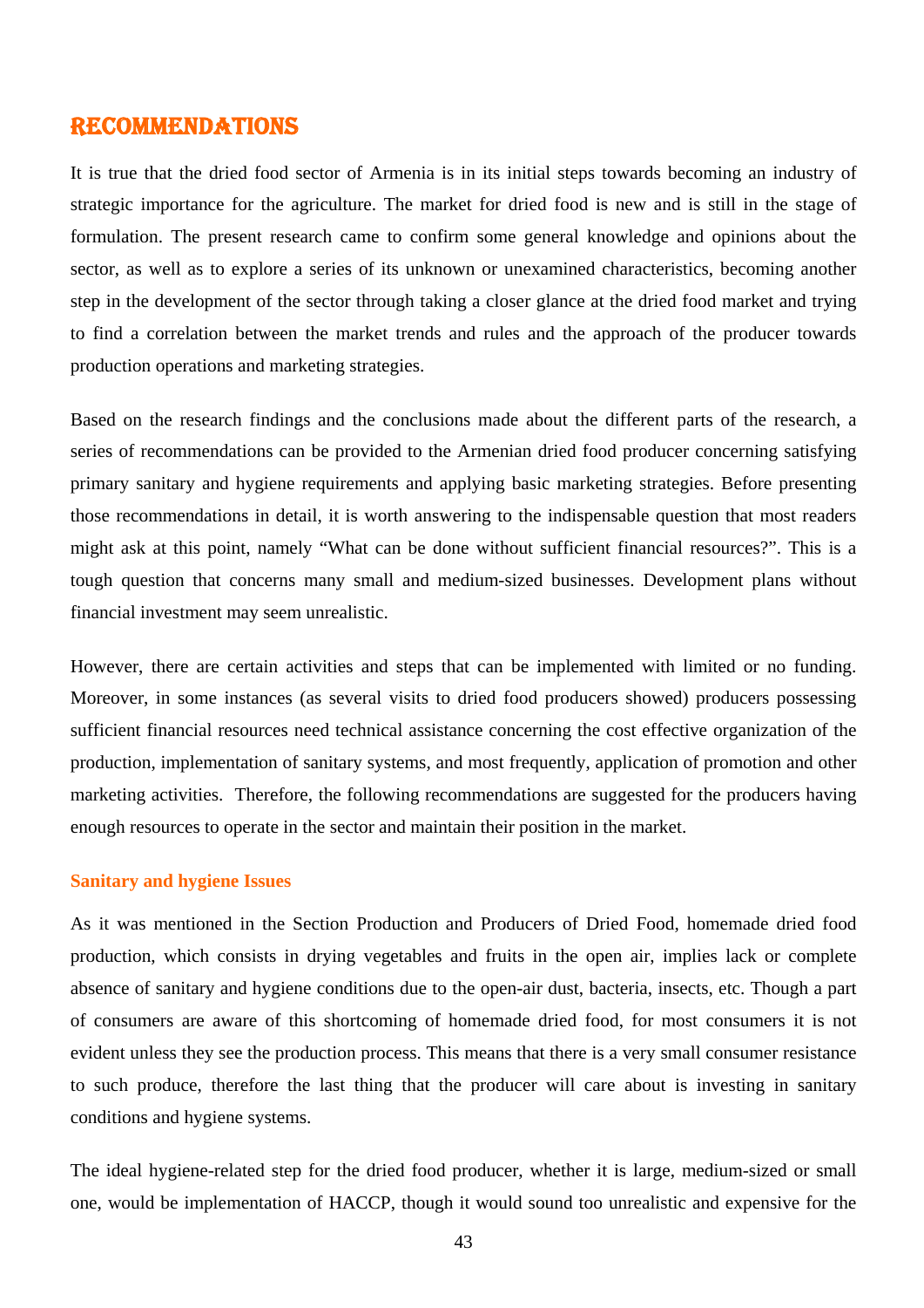# RECOMMENDATIONS

It is true that the dried food sector of Armenia is in its initial steps towards becoming an industry of strategic importance for the agriculture. The market for dried food is new and is still in the stage of formulation. The present research came to confirm some general knowledge and opinions about the sector, as well as to explore a series of its unknown or unexamined characteristics, becoming another step in the development of the sector through taking a closer glance at the dried food market and trying to find a correlation between the market trends and rules and the approach of the producer towards production operations and marketing strategies.

Based on the research findings and the conclusions made about the different parts of the research, a series of recommendations can be provided to the Armenian dried food producer concerning satisfying primary sanitary and hygiene requirements and applying basic marketing strategies. Before presenting those recommendations in detail, it is worth answering to the indispensable question that most readers might ask at this point, namely "What can be done without sufficient financial resources?". This is a tough question that concerns many small and medium-sized businesses. Development plans without financial investment may seem unrealistic.

However, there are certain activities and steps that can be implemented with limited or no funding. Moreover, in some instances (as several visits to dried food producers showed) producers possessing sufficient financial resources need technical assistance concerning the cost effective organization of the production, implementation of sanitary systems, and most frequently, application of promotion and other marketing activities. Therefore, the following recommendations are suggested for the producers having enough resources to operate in the sector and maintain their position in the market.

### Sanitary and hygiene Issues

As it was mentioned in the Section Production and Producers of Dried Food, homemade dried food production, which consists in drying vegetables and fruits in the open air, implies lack or complete absence of sanitary and hygiene conditions due to the open-air dust, bacteria, insects, etc. Though a part of consumers are aware of this shortcoming of homemade dried food, for most consumers it is not evident unless they see the production process. This means that there is a very small consumer resistance to such produce, therefore the last thing that the producer will care about is investing in sanitary conditions and hygiene systems.

The ideal hygiene-related step for the dried food producer, whether it is large, medium-sized or small one, would be implementation of HACCP, though it would sound too unrealistic and expensive for the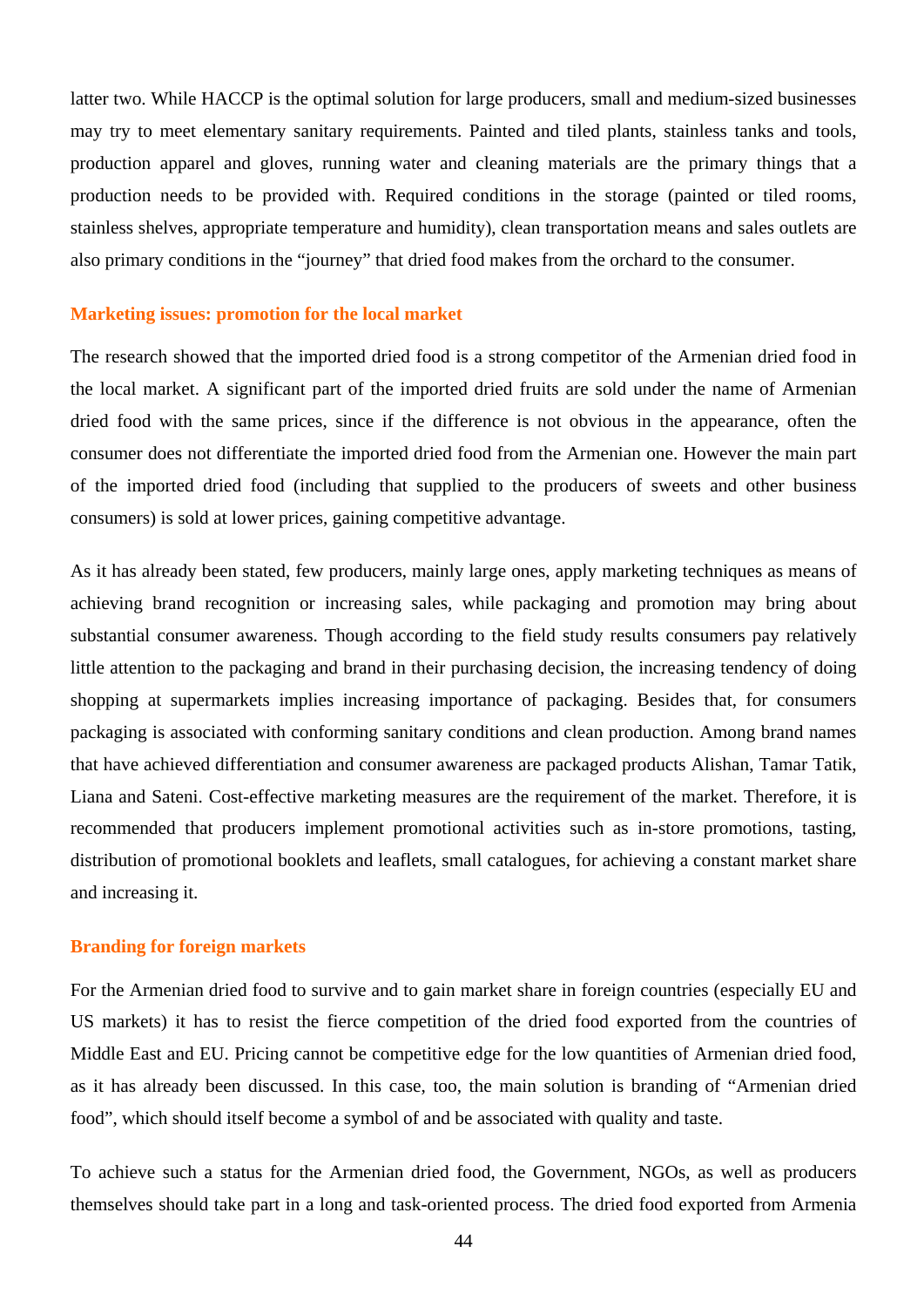latter two. While HACCP is the optimal solution for large producers, small and medium-sized businesses may try to meet elementary sanitary requirements. Painted and tiled plants, stainless tanks and tools, production apparel and gloves, running water and cleaning materials are the primary things that a production needs to be provided with. Required conditions in the storage (painted or tiled rooms, stainless shelves, appropriate temperature and humidity), clean transportation means and sales outlets are also primary conditions in the "journey" that dried food makes from the orchard to the consumer.

### Marketing issues: promotion for the local market

The research showed that the imported dried food is a strong competitor of the Armenian dried food in the local market. A significant part of the imported dried fruits are sold under the name of Armenian dried food with the same prices, since if the difference is not obvious in the appearance, often the consumer does not differentiate the imported dried food from the Armenian one. However the main part of the imported dried food (including that supplied to the producers of sweets and other business consumers) is sold at lower prices, gaining competitive advantage.

As it has already been stated, few producers, mainly large ones, apply marketing techniques as means of achieving brand recognition or increasing sales, while packaging and promotion may bring about substantial consumer awareness. Though according to the field study results consumers pay relatively little attention to the packaging and brand in their purchasing decision, the increasing tendency of doing shopping at supermarkets implies increasing importance of packaging. Besides that, for consumers packaging is associated with conforming sanitary conditions and clean production. Among brand names that have achieved differentiation and consumer awareness are packaged products Alishan, Tamar Tatik, Liana and Sateni. Cost-effective marketing measures are the requirement of the market. Therefore, it is recommended that producers implement promotional activities such as in-store promotions, tasting, distribution of promotional booklets and leaflets, small catalogues, for achieving a constant market share and increasing it.

### Branding for foreign markets

For the Armenian dried food to survive and to gain market share in foreign countries (especially EU and US markets) it has to resist the fierce competition of the dried food exported from the countries of Middle East and EU. Pricing cannot be competitive edge for the low quantities of Armenian dried food, as it has already been discussed. In this case, too, the main solution is branding of "Armenian dried food", which should itself become a symbol of and be associated with quality and taste.

To achieve such a status for the Armenian dried food, the Government, NGOs, as well as producers themselves should take part in a long and task-oriented process. The dried food exported from Armenia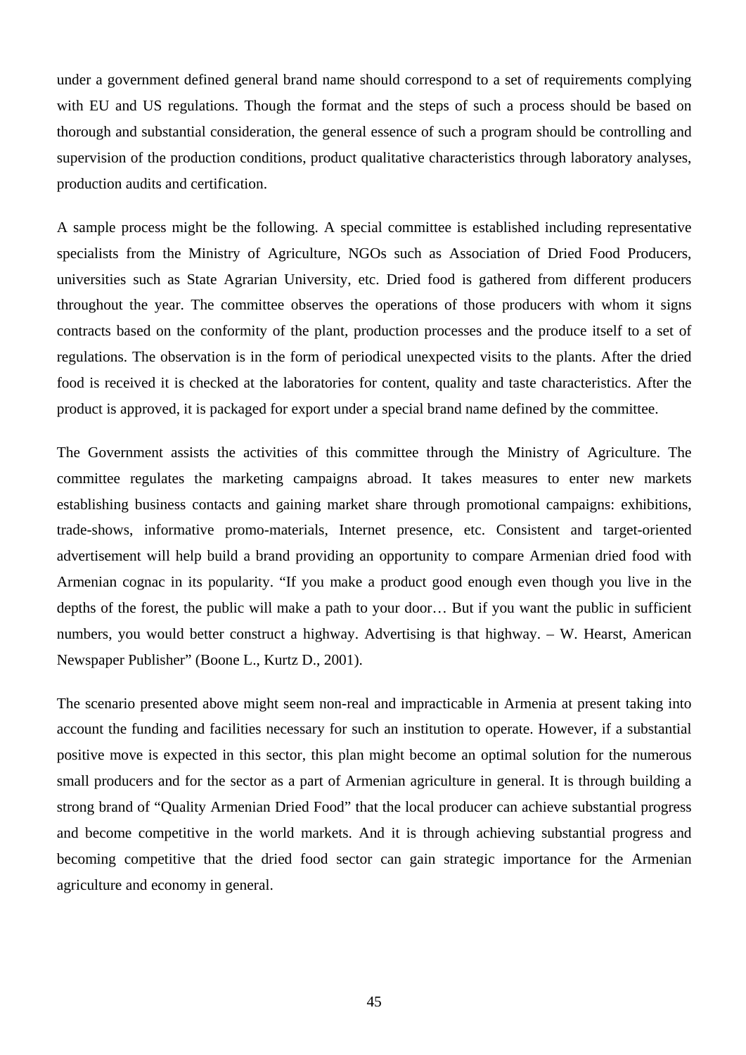under a government defined general brand name should correspond to a set of requirements complying with EU and US regulations. Though the format and the steps of such a process should be based on thorough and substantial consideration, the general essence of such a program should be controlling and supervision of the production conditions, product qualitative characteristics through laboratory analyses, production audits and certification.

A sample process might be the following. A special committee is established including representative specialists from the Ministry of Agriculture, NGOs such as Association of Dried Food Producers, universities such as State Agrarian University, etc. Dried food is gathered from different producers throughout the year. The committee observes the operations of those producers with whom it signs contracts based on the conformity of the plant, production processes and the produce itself to a set of regulations. The observation is in the form of periodical unexpected visits to the plants. After the dried food is received it is checked at the laboratories for content, quality and taste characteristics. After the product is approved, it is packaged for export under a special brand name defined by the committee.

The Government assists the activities of this committee through the Ministry of Agriculture. The committee regulates the marketing campaigns abroad. It takes measures to enter new markets establishing business contacts and gaining market share through promotional campaigns: exhibitions, trade-shows, informative promo-materials, Internet presence, etc. Consistent and target-oriented advertisement will help build a brand providing an opportunity to compare Armenian dried food with Armenian cognac in its popularity. "If you make a product good enough even though you live in the depths of the forest, the public will make a path to your door… But if you want the public in sufficient numbers, you would better construct a highway. Advertising is that highway. – W. Hearst, American Newspaper Publisher" (Boone L., Kurtz D., 2001).

The scenario presented above might seem non-real and impracticable in Armenia at present taking into account the funding and facilities necessary for such an institution to operate. However, if a substantial positive move is expected in this sector, this plan might become an optimal solution for the numerous small producers and for the sector as a part of Armenian agriculture in general. It is through building a strong brand of "Quality Armenian Dried Food" that the local producer can achieve substantial progress and become competitive in the world markets. And it is through achieving substantial progress and becoming competitive that the dried food sector can gain strategic importance for the Armenian agriculture and economy in general.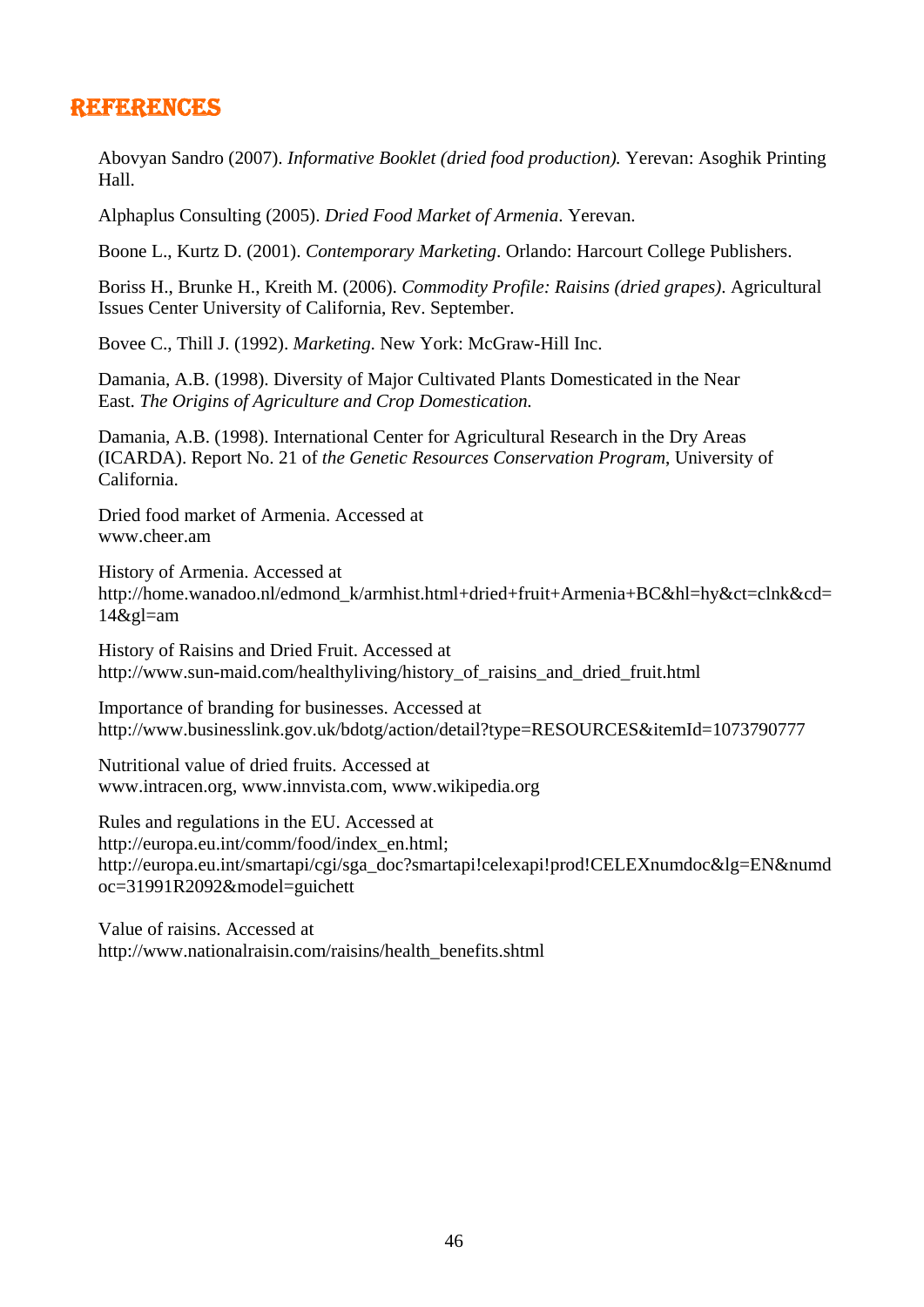# REFERENCES

Abovyan Sandro (2007). *Informative Booklet (dried food production).* Yerevan: Asoghik Printing Hall.

Alphaplus Consulting (2005). *Dried Food Market of Armenia*. Yerevan.

Boone L., Kurtz D. (2001). *Contemporary Marketing*. Orlando: Harcourt College Publishers.

Boriss H., Brunke H., Kreith M. (2006). *Commodity Profile: Raisins (dried grapes)*. Agricultural Issues Center University of California, Rev. September.

Bovee C., Thill J. (1992). *Marketing*. New York: McGraw-Hill Inc.

Damania, A.B. (1998). Diversity of Major Cultivated Plants Domesticated in the Near East. *The Origins of Agriculture and Crop Domestication.*

Damania, A.B. (1998). International Center for Agricultural Research in the Dry Areas (ICARDA). Report No. 21 of *the Genetic Resources Conservation Program*, University of California.

Dried food market of Armenia. Accessed at
www.cheer.am

History of Armenia. Accessed at
http://home.wanadoo.nl/edmond_k/armhist.html+dried+fruit+Armenia+BC&hl=hy&ct=clnk&cd=14&gl=am

History of Raisins and Dried Fruit. Accessed at
http://www.sun-maid.com/healthyliving/history_of_raisins_and_dried_fruit.html

Importance of branding for businesses. Accessed at
http://www.businesslink.gov.uk/bdotg/action/detail?type=RESOURCES&itemId=1073790777

Nutritional value of dried fruits. Accessed at
www.intracen.org, www.innvista.com, www.wikipedia.org

Rules and regulations in the EU. Accessed at
http://europa.eu.int/comm/food/index_en.html;
http://europa.eu.int/smartapi/cgi/sga_doc?smartapi!celexapi!prod!CELEXnumdoc&lg=EN&numdoc=31991R2092&model=guichett

Value of raisins. Accessed at
http://www.nationalraisin.com/raisins/health_benefits.shtml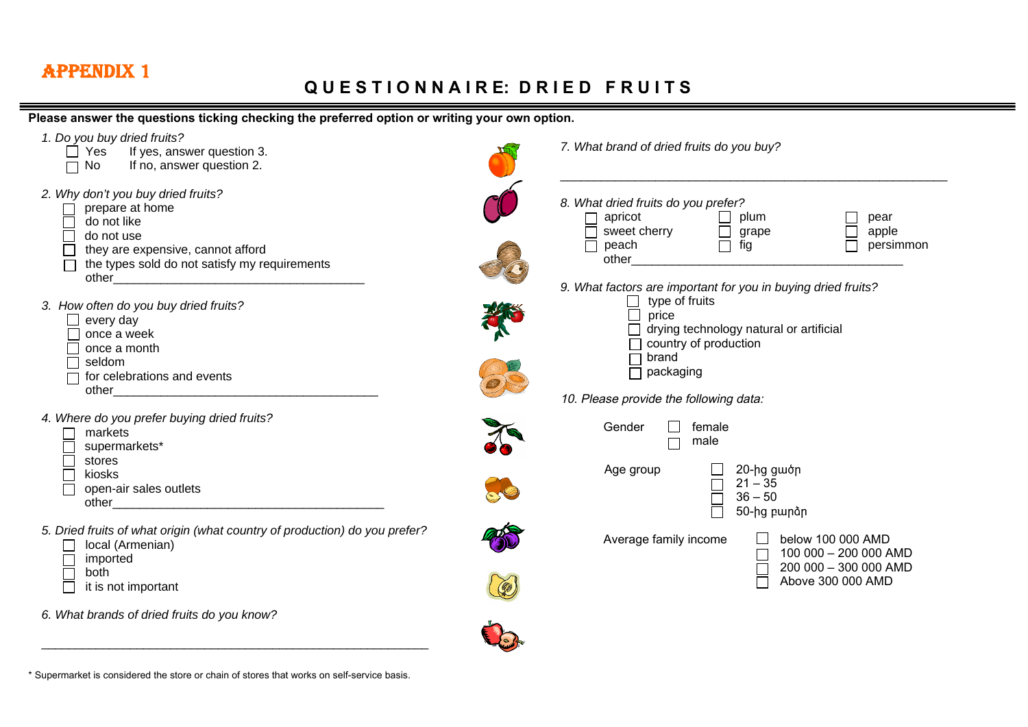# APPENDIX 1

## QUESTIONNAIRE: DRIED FRUITS

**Please answer the questions ticking checking the preferred option or writing your own option.**

*1. Do you buy dried fruits?*

- ☐ Yes  If yes, answer question 3.
- ☐ No  If no, answer question 2.

*2. Why don't you buy dried fruits?*

- ☐ prepare at home
- ☐ do not like
- ☐ do not use
- ☐ they are expensive, cannot afford
- ☐ the types sold do not satisfy my requirements
- other_____________________________________

*3. How often do you buy dried fruits?*

- ☐ every day
- ☐ once a week
- ☐ once a month
- ☐ seldom
- ☐ for celebrations and events
- other_______________________________________

*4. Where do you prefer buying dried fruits?*

- ☐ markets
- ☐ supermarkets*
- ☐ stores
- ☐ kiosks
- ☐ open-air sales outlets
- other_______________________________________

*5. Dried fruits of what origin (what country of production) do you prefer?*

- ☐ local (Armenian)
- ☐ imported
- ☐ both
- ☐ it is not important

*6. What brands of dried fruits do you know?*

___________________________________________________________

*7. What brand of dried fruits do you buy?*

___________________________________________________________

*8. What dried fruits do you prefer?*

- ☐ apricot
- ☐ sweet cherry
- ☐ peach
- ☐ plum
- ☐ grape
- ☐ fig
- ☐ pear
- ☐ apple
- ☐ persimmon
- other_________________________________________

*9. What factors are important for you in buying dried fruits?*

- ☐ type of fruits
- ☐ price
- ☐ drying technology natural or artificial
- ☐ country of production
- ☐ brand
- ☐ packaging

*10. Please provide the following data:*

Gender
- ☐ female
- ☐ male

Age group
- ☐ 20-ից ցածր
- ☐ 21 – 35
- ☐ 36 – 50
- ☐ 50-ից բարձր

Average family income
- ☐ below 100 000 AMD
- ☐ 100 000 – 200 000 AMD
- ☐ 200 000 – 300 000 AMD
- ☐ Above 300 000 AMD

\* Supermarket is considered the store or chain of stores that works on self-service basis.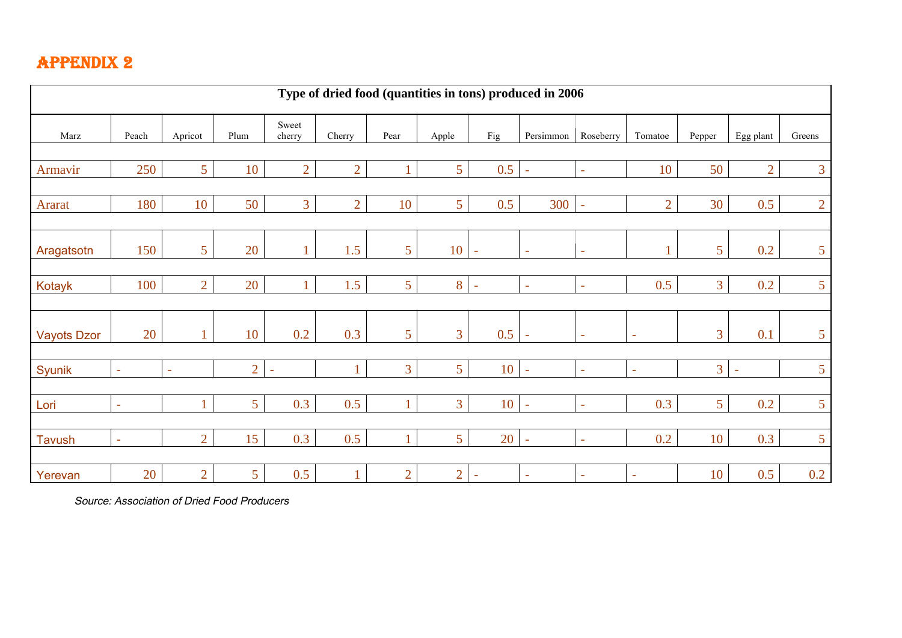# APPENDIX 2

**Type of dried food (quantities in tons) produced in 2006**

| Marz | Peach | Apricot | Plum | Sweet cherry | Cherry | Pear | Apple | Fig | Persimmon | Roseberry | Tomatoe | Pepper | Egg plant | Greens |
|---|---|---|---|---|---|---|---|---|---|---|---|---|---|---|
| Armavir | 250 | 5 | 10 | 2 | 2 | 1 | 5 | 0.5 | - | - | 10 | 50 | 2 | 3 |
| Ararat | 180 | 10 | 50 | 3 | 2 | 10 | 5 | 0.5 | 300 | - | 2 | 30 | 0.5 | 2 |
| Aragatsotn | 150 | 5 | 20 | 1 | 1.5 | 5 | 10 | - | - | - | 1 | 5 | 0.2 | 5 |
| Kotayk | 100 | 2 | 20 | 1 | 1.5 | 5 | 8 | - | - | - | 0.5 | 3 | 0.2 | 5 |
| Vayots Dzor | 20 | 1 | 10 | 0.2 | 0.3 | 5 | 3 | 0.5 | - | - | - | 3 | 0.1 | 5 |
| Syunik | - | - | 2 | - | 1 | 3 | 5 | 10 | - | - | - | 3 | - | 5 |
| Lori | - | 1 | 5 | 0.3 | 0.5 | 1 | 3 | 10 | - | - | 0.3 | 5 | 0.2 | 5 |
| Tavush | - | 2 | 15 | 0.3 | 0.5 | 1 | 5 | 20 | - | - | 0.2 | 10 | 0.3 | 5 |
| Yerevan | 20 | 2 | 5 | 0.5 | 1 | 2 | 2 | - | - | - | - | 10 | 0.5 | 0.2 |

*Source: Association of Dried Food Producers*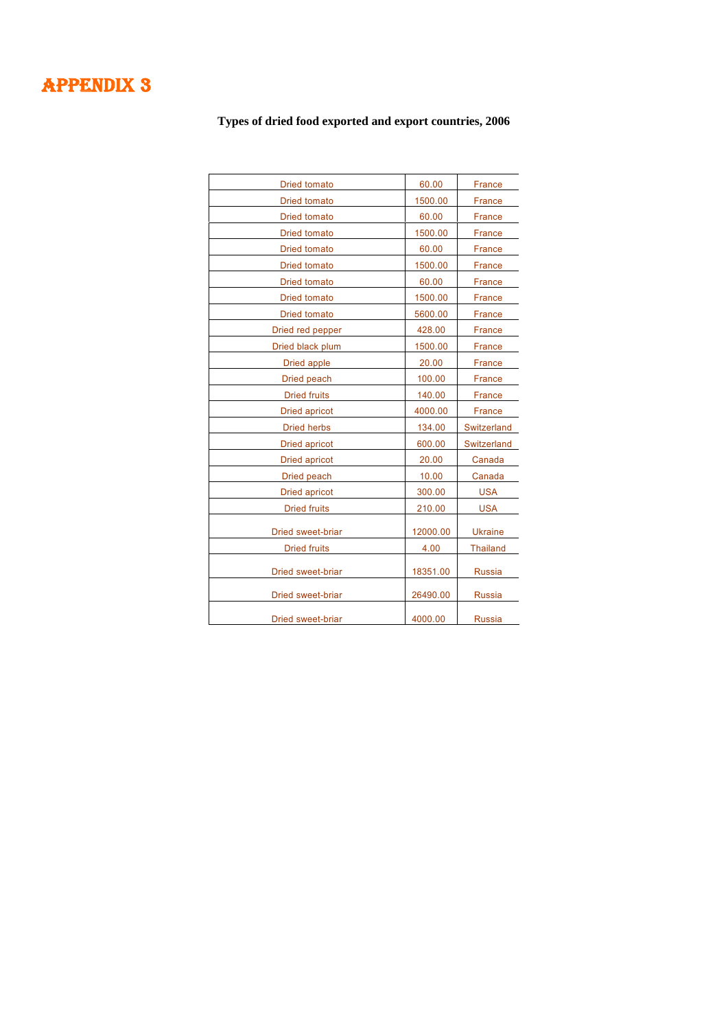# APPENDIX 3

**Types of dried food exported and export countries, 2006**

| | | |
|---|---|---|
| Dried tomato | 60.00 | France |
| Dried tomato | 1500.00 | France |
| Dried tomato | 60.00 | France |
| Dried tomato | 1500.00 | France |
| Dried tomato | 60.00 | France |
| Dried tomato | 1500.00 | France |
| Dried tomato | 60.00 | France |
| Dried tomato | 1500.00 | France |
| Dried tomato | 5600.00 | France |
| Dried red pepper | 428.00 | France |
| Dried black plum | 1500.00 | France |
| Dried apple | 20.00 | France |
| Dried peach | 100.00 | France |
| Dried fruits | 140.00 | France |
| Dried apricot | 4000.00 | France |
| Dried herbs | 134.00 | Switzerland |
| Dried apricot | 600.00 | Switzerland |
| Dried apricot | 20.00 | Canada |
| Dried peach | 10.00 | Canada |
| Dried apricot | 300.00 | USA |
| Dried fruits | 210.00 | USA |
| Dried sweet-briar | 12000.00 | Ukraine |
| Dried fruits | 4.00 | Thailand |
| Dried sweet-briar | 18351.00 | Russia |
| Dried sweet-briar | 26490.00 | Russia |
| Dried sweet-briar | 4000.00 | Russia |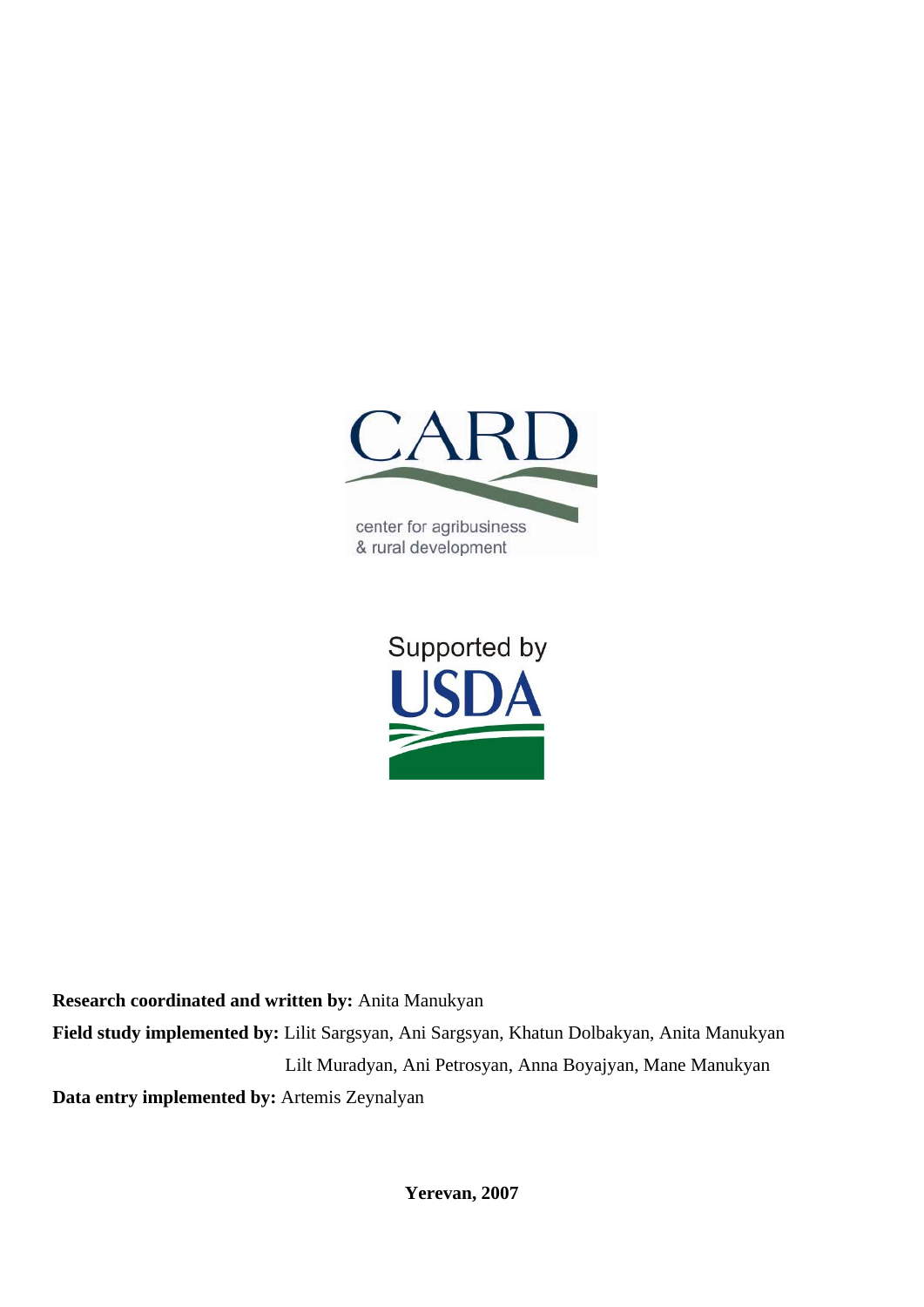CARD

center for agribusiness
& rural development

Supported by
USDA

**Research coordinated and written by:** Anita Manukyan

**Field study implemented by:** Lilit Sargsyan, Ani Sargsyan, Khatun Dolbakyan, Anita Manukyan
Lilt Muradyan, Ani Petrosyan, Anna Boyajyan, Mane Manukyan

**Data entry implemented by:** Artemis Zeynalyan

**Yerevan, 2007**